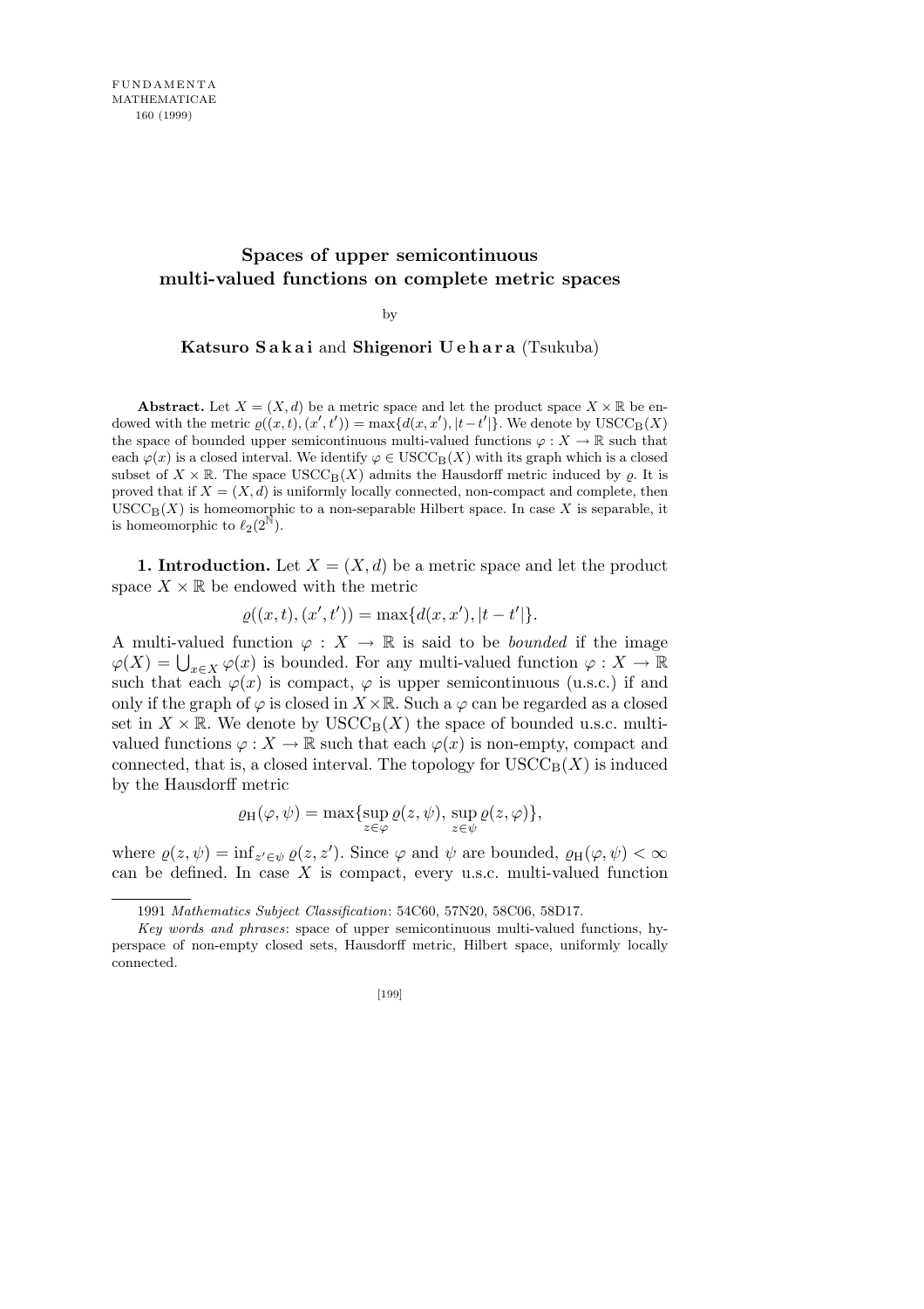# Spaces of upper semicontinuous multi-valued functions on complete metric spaces

by

**Katsuro Sakai** and **Shigenori Uehara** (Tsukuba)

**Abstract.** Let $X = (X, d)$ be a metric space and let the product space $X \times \mathbb{R}$ be endowed with the metric $\varrho((x,t),(x',t')) = \max\{d(x,x'), |t-t'|\}$. We denote by $\mathrm{USCC_B}(X)$ the space of bounded upper semicontinuous multi-valued functions $\varphi : X \to \mathbb{R}$ such that each $\varphi(x)$ is a closed interval. We identify $\varphi \in \mathrm{USCC_B}(X)$ with its graph which is a closed subset of $X \times \mathbb{R}$. The space $\mathrm{USCC_B}(X)$ admits the Hausdorff metric induced by $\varrho$. It is proved that if $X = (X, d)$ is uniformly locally connected, non-compact and complete, then $\mathrm{USCC_B}(X)$ is homeomorphic to a non-separable Hilbert space. In case $X$ is separable, it is homeomorphic to $\ell_2(2^{\mathbb{N}})$.

**1. Introduction.** Let $X = (X, d)$ be a metric space and let the product space $X \times \mathbb{R}$ be endowed with the metric

$$\varrho((x,t),(x',t')) = \max\{d(x,x'), |t-t'|\}.$$

A multi-valued function $\varphi : X \to \mathbb{R}$ is said to be *bounded* if the image $\varphi(X) = \bigcup_{x \in X} \varphi(x)$ is bounded. For any multi-valued function $\varphi : X \to \mathbb{R}$ such that each $\varphi(x)$ is compact, $\varphi$ is upper semicontinuous (u.s.c.) if and only if the graph of $\varphi$ is closed in $X \times \mathbb{R}$. Such a $\varphi$ can be regarded as a closed set in $X \times \mathbb{R}$. We denote by $\mathrm{USCC_B}(X)$ the space of bounded u.s.c. multi-valued functions $\varphi : X \to \mathbb{R}$ such that each $\varphi(x)$ is non-empty, compact and connected, that is, a closed interval. The topology for $\mathrm{USCC_B}(X)$ is induced by the Hausdorff metric

$$\varrho_{\mathrm{H}}(\varphi, \psi) = \max\{\sup_{z \in \varphi} \varrho(z, \psi), \sup_{z \in \psi} \varrho(z, \varphi)\},$$

where $\varrho(z, \psi) = \inf_{z' \in \psi} \varrho(z, z')$. Since $\varphi$ and $\psi$ are bounded, $\varrho_{\mathrm{H}}(\varphi, \psi) < \infty$ can be defined. In case $X$ is compact, every u.s.c. multi-valued function

1991 *Mathematics Subject Classification*: 54C60, 57N20, 58C06, 58D17.

*Key words and phrases*: space of upper semicontinuous multi-valued functions, hyperspace of non-empty closed sets, Hausdorff metric, Hilbert space, uniformly locally connected.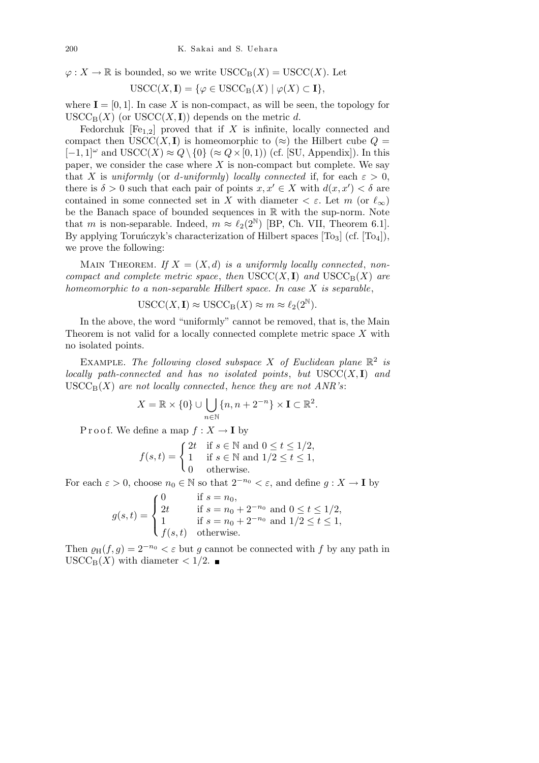$\varphi : X \to \mathbb{R}$ is bounded, so we write $\mathrm{USCC_B}(X) = \mathrm{USCC}(X)$. Let

$$\mathrm{USCC}(X, \mathbf{I}) = \{\varphi \in \mathrm{USCC_B}(X) \mid \varphi(X) \subset \mathbf{I}\},$$

where $\mathbf{I} = [0, 1]$. In case $X$ is non-compact, as will be seen, the topology for $\mathrm{USCC_B}(X)$ (or $\mathrm{USCC}(X, \mathbf{I})$) depends on the metric $d$.

Fedorchuk [$\mathrm{Fe}_{1,2}$] proved that if $X$ is infinite, locally connected and compact then $\mathrm{USCC}(X, \mathbf{I})$ is homeomorphic to ($\approx$) the Hilbert cube $Q = [-1, 1]^\omega$ and $\mathrm{USCC}(X) \approx Q \setminus \{0\}$ ($\approx Q \times [0, 1)$) (cf. [SU, Appendix]). In this paper, we consider the case where $X$ is non-compact but complete. We say that $X$ is *uniformly* (or *d-uniformly*) *locally connected* if, for each $\varepsilon > 0$, there is $\delta > 0$ such that each pair of points $x, x' \in X$ with $d(x, x') < \delta$ are contained in some connected set in $X$ with diameter $< \varepsilon$. Let $m$ (or $\ell_\infty$) be the Banach space of bounded sequences in $\mathbb{R}$ with the sup-norm. Note that $m$ is non-separable. Indeed, $m \approx \ell_2(2^{\mathbb{N}})$ [BP, Ch. VII, Theorem 6.1]. By applying Toruńczyk's characterization of Hilbert spaces [$\mathrm{To}_3$] (cf. [$\mathrm{To}_4$]), we prove the following:

Main Theorem. *If $X = (X, d)$ is a uniformly locally connected, non-compact and complete metric space, then $\mathrm{USCC}(X, \mathbf{I})$ and $\mathrm{USCC_B}(X)$ are homeomorphic to a non-separable Hilbert space. In case $X$ is separable,*

$$\mathrm{USCC}(X, \mathbf{I}) \approx \mathrm{USCC_B}(X) \approx m \approx \ell_2(2^{\mathbb{N}}).$$

In the above, the word "uniformly" cannot be removed, that is, the Main Theorem is not valid for a locally connected complete metric space $X$ with no isolated points.

Example. *The following closed subspace $X$ of Euclidean plane $\mathbb{R}^2$ is locally path-connected and has no isolated points, but $\mathrm{USCC}(X, \mathbf{I})$ and $\mathrm{USCC_B}(X)$ are not locally connected, hence they are not ANR's*:

$$X = \mathbb{R} \times \{0\} \cup \bigcup_{n \in \mathbb{N}} \{n, n + 2^{-n}\} \times \mathbf{I} \subset \mathbb{R}^2.$$

Proof. We define a map $f : X \to \mathbf{I}$ by

$$f(s, t) = \begin{cases} 2t & \text{if } s \in \mathbb{N} \text{ and } 0 \le t \le 1/2, \\ 1 & \text{if } s \in \mathbb{N} \text{ and } 1/2 \le t \le 1, \\ 0 & \text{otherwise.} \end{cases}$$

For each $\varepsilon > 0$, choose $n_0 \in \mathbb{N}$ so that $2^{-n_0} < \varepsilon$, and define $g : X \to \mathbf{I}$ by

$$g(s, t) = \begin{cases} 0 & \text{if } s = n_0, \\ 2t & \text{if } s = n_0 + 2^{-n_0} \text{ and } 0 \le t \le 1/2, \\ 1 & \text{if } s = n_0 + 2^{-n_0} \text{ and } 1/2 \le t \le 1, \\ f(s, t) & \text{otherwise.} \end{cases}$$

Then $\varrho_{\mathrm{H}}(f, g) = 2^{-n_0} < \varepsilon$ but $g$ cannot be connected with $f$ by any path in $\mathrm{USCC_B}(X)$ with diameter $< 1/2$. ∎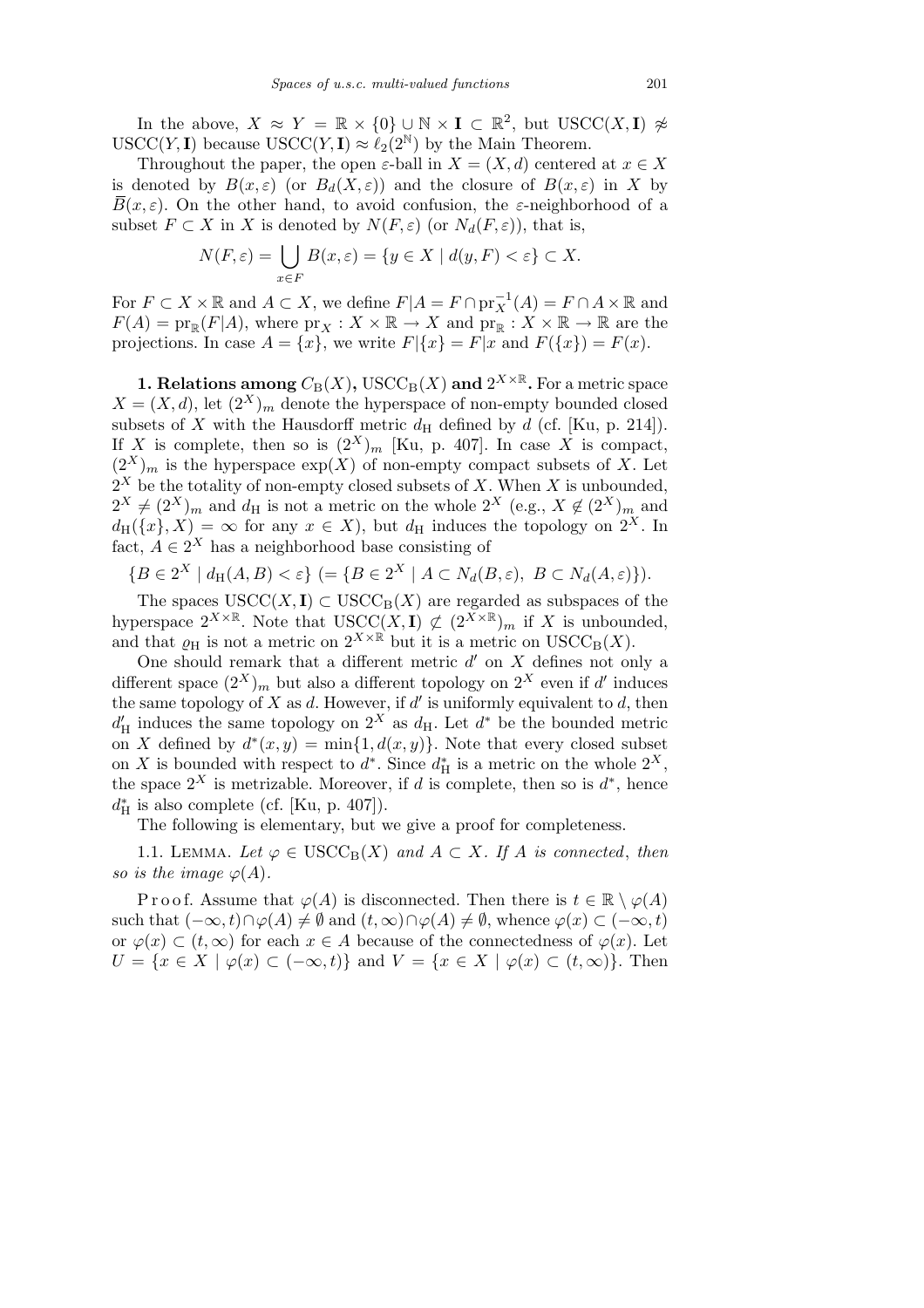In the above, $X \approx Y = \mathbb{R} \times \{0\} \cup \mathbb{N} \times \mathbf{I} \subset \mathbb{R}^2$, but $\mathrm{USCC}(X, \mathbf{I}) \not\approx \mathrm{USCC}(Y, \mathbf{I})$ because $\mathrm{USCC}(Y, \mathbf{I}) \approx \ell_2(2^{\mathbb{N}})$ by the Main Theorem.

Throughout the paper, the open $\varepsilon$-ball in $X = (X, d)$ centered at $x \in X$ is denoted by $B(x, \varepsilon)$ (or $B_d(X, \varepsilon)$) and the closure of $B(x, \varepsilon)$ in $X$ by $\overline{B}(x, \varepsilon)$. On the other hand, to avoid confusion, the $\varepsilon$-neighborhood of a subset $F \subset X$ in $X$ is denoted by $N(F, \varepsilon)$ (or $N_d(F, \varepsilon)$), that is,

$$N(F, \varepsilon) = \bigcup_{x \in F} B(x, \varepsilon) = \{y \in X \mid d(y, F) < \varepsilon\} \subset X.$$

For $F \subset X \times \mathbb{R}$ and $A \subset X$, we define $F|A = F \cap \mathrm{pr}_X^{-1}(A) = F \cap A \times \mathbb{R}$ and $F(A) = \mathrm{pr}_{\mathbb{R}}(F|A)$, where $\mathrm{pr}_X : X \times \mathbb{R} \to X$ and $\mathrm{pr}_{\mathbb{R}} : X \times \mathbb{R} \to \mathbb{R}$ are the projections. In case $A = \{x\}$, we write $F|\{x\} = F|x$ and $F(\{x\}) = F(x)$.

**1. Relations among $C_{\mathrm{B}}(X)$, $\mathrm{USCC}_{\mathrm{B}}(X)$ and $2^{X \times \mathbb{R}}$.** For a metric space $X = (X, d)$, let $(2^X)_m$ denote the hyperspace of non-empty bounded closed subsets of $X$ with the Hausdorff metric $d_{\mathrm{H}}$ defined by $d$ (cf. [Ku, p. 214]). If $X$ is complete, then so is $(2^X)_m$ [Ku, p. 407]. In case $X$ is compact, $(2^X)_m$ is the hyperspace $\exp(X)$ of non-empty compact subsets of $X$. Let $2^X$ be the totality of non-empty closed subsets of $X$. When $X$ is unbounded, $2^X \neq (2^X)_m$ and $d_{\mathrm{H}}$ is not a metric on the whole $2^X$ (e.g., $X \notin (2^X)_m$ and $d_{\mathrm{H}}(\{x\}, X) = \infty$ for any $x \in X$), but $d_{\mathrm{H}}$ induces the topology on $2^X$. In fact, $A \in 2^X$ has a neighborhood base consisting of

$$\{B \in 2^X \mid d_{\mathrm{H}}(A, B) < \varepsilon\} \ (= \{B \in 2^X \mid A \subset N_d(B, \varepsilon),\ B \subset N_d(A, \varepsilon)\}).$$

The spaces $\mathrm{USCC}(X, \mathbf{I}) \subset \mathrm{USCC}_{\mathrm{B}}(X)$ are regarded as subspaces of the hyperspace $2^{X \times \mathbb{R}}$. Note that $\mathrm{USCC}(X, \mathbf{I}) \not\subset (2^{X \times \mathbb{R}})_m$ if $X$ is unbounded, and that $\varrho_{\mathrm{H}}$ is not a metric on $2^{X \times \mathbb{R}}$ but it is a metric on $\mathrm{USCC}_{\mathrm{B}}(X)$.

One should remark that a different metric $d'$ on $X$ defines not only a different space $(2^X)_m$ but also a different topology on $2^X$ even if $d'$ induces the same topology of $X$ as $d$. However, if $d'$ is uniformly equivalent to $d$, then $d'_{\mathrm{H}}$ induces the same topology on $2^X$ as $d_{\mathrm{H}}$. Let $d^*$ be the bounded metric on $X$ defined by $d^*(x, y) = \min\{1, d(x, y)\}$. Note that every closed subset on $X$ is bounded with respect to $d^*$. Since $d^*_{\mathrm{H}}$ is a metric on the whole $2^X$, the space $2^X$ is metrizable. Moreover, if $d$ is complete, then so is $d^*$, hence $d^*_{\mathrm{H}}$ is also complete (cf. [Ku, p. 407]).

The following is elementary, but we give a proof for completeness.

1.1. Lemma. *Let $\varphi \in \mathrm{USCC}_{\mathrm{B}}(X)$ and $A \subset X$. If $A$ is connected, then so is the image $\varphi(A)$.*

Proof. Assume that $\varphi(A)$ is disconnected. Then there is $t \in \mathbb{R} \setminus \varphi(A)$ such that $(-\infty, t) \cap \varphi(A) \neq \emptyset$ and $(t, \infty) \cap \varphi(A) \neq \emptyset$, whence $\varphi(x) \subset (-\infty, t)$ or $\varphi(x) \subset (t, \infty)$ for each $x \in A$ because of the connectedness of $\varphi(x)$. Let $U = \{x \in X \mid \varphi(x) \subset (-\infty, t)\}$ and $V = \{x \in X \mid \varphi(x) \subset (t, \infty)\}$. Then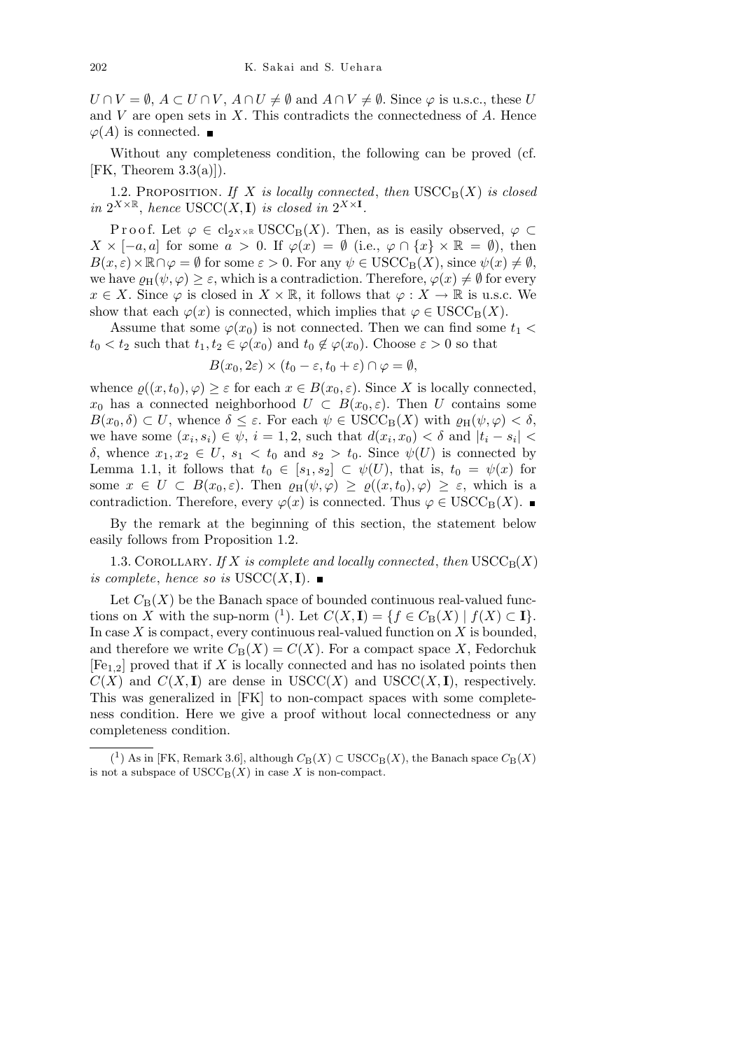$U \cap V = \emptyset$, $A \subset U \cap V$, $A \cap U \neq \emptyset$ and $A \cap V \neq \emptyset$. Since $\varphi$ is u.s.c., these $U$ and $V$ are open sets in $X$. This contradicts the connectedness of $A$. Hence $\varphi(A)$ is connected. ∎

Without any completeness condition, the following can be proved (cf. [FK, Theorem 3.3(a)]).

1.2. Proposition. *If $X$ is locally connected, then $\mathrm{USCC_B}(X)$ is closed in $2^{X\times\mathbb{R}}$, hence $\mathrm{USCC}(X, \mathbf{I})$ is closed in $2^{X\times\mathbf{I}}$.*

Proof. Let $\varphi \in \mathrm{cl}_{2^{X\times\mathbb{R}}} \mathrm{USCC_B}(X)$. Then, as is easily observed, $\varphi \subset X \times [-a, a]$ for some $a > 0$. If $\varphi(x) = \emptyset$ (i.e., $\varphi \cap \{x\} \times \mathbb{R} = \emptyset$), then $B(x, \varepsilon) \times \mathbb{R} \cap \varphi = \emptyset$ for some $\varepsilon > 0$. For any $\psi \in \mathrm{USCC_B}(X)$, since $\psi(x) \neq \emptyset$, we have $\varrho_{\mathrm{H}}(\psi, \varphi) \geq \varepsilon$, which is a contradiction. Therefore, $\varphi(x) \neq \emptyset$ for every $x \in X$. Since $\varphi$ is closed in $X \times \mathbb{R}$, it follows that $\varphi : X \to \mathbb{R}$ is u.s.c. We show that each $\varphi(x)$ is connected, which implies that $\varphi \in \mathrm{USCC_B}(X)$.

Assume that some $\varphi(x_0)$ is not connected. Then we can find some $t_1 < t_0 < t_2$ such that $t_1, t_2 \in \varphi(x_0)$ and $t_0 \notin \varphi(x_0)$. Choose $\varepsilon > 0$ so that

$$B(x_0, 2\varepsilon) \times (t_0 - \varepsilon, t_0 + \varepsilon) \cap \varphi = \emptyset,$$

whence $\varrho((x, t_0), \varphi) \geq \varepsilon$ for each $x \in B(x_0, \varepsilon)$. Since $X$ is locally connected, $x_0$ has a connected neighborhood $U \subset B(x_0, \varepsilon)$. Then $U$ contains some $B(x_0, \delta) \subset U$, whence $\delta \leq \varepsilon$. For each $\psi \in \mathrm{USCC_B}(X)$ with $\varrho_{\mathrm{H}}(\psi, \varphi) < \delta$, we have some $(x_i, s_i) \in \psi$, $i = 1, 2$, such that $d(x_i, x_0) < \delta$ and $|t_i - s_i| < \delta$, whence $x_1, x_2 \in U$, $s_1 < t_0$ and $s_2 > t_0$. Since $\psi(U)$ is connected by Lemma 1.1, it follows that $t_0 \in [s_1, s_2] \subset \psi(U)$, that is, $t_0 = \psi(x)$ for some $x \in U \subset B(x_0, \varepsilon)$. Then $\varrho_{\mathrm{H}}(\psi, \varphi) \geq \varrho((x, t_0), \varphi) \geq \varepsilon$, which is a contradiction. Therefore, every $\varphi(x)$ is connected. Thus $\varphi \in \mathrm{USCC_B}(X)$. ∎

By the remark at the beginning of this section, the statement below easily follows from Proposition 1.2.

1.3. Corollary. *If $X$ is complete and locally connected, then $\mathrm{USCC_B}(X)$ is complete, hence so is $\mathrm{USCC}(X, \mathbf{I})$.* ∎

Let $C_{\mathrm{B}}(X)$ be the Banach space of bounded continuous real-valued functions on $X$ with the sup-norm [1]. Let $C(X, \mathbf{I}) = \{f \in C_{\mathrm{B}}(X) \mid f(X) \subset \mathbf{I}\}$. In case $X$ is compact, every continuous real-valued function on $X$ is bounded, and therefore we write $C_{\mathrm{B}}(X) = C(X)$. For a compact space $X$, Fedorchuk [$\mathrm{Fe}_{1,2}$] proved that if $X$ is locally connected and has no isolated points then $C(X)$ and $C(X, \mathbf{I})$ are dense in $\mathrm{USCC}(X)$ and $\mathrm{USCC}(X, \mathbf{I})$, respectively. This was generalized in [FK] to non-compact spaces with some completeness condition. Here we give a proof without local connectedness or any completeness condition.

---

[1] As in [FK, Remark 3.6], although $C_{\mathrm{B}}(X) \subset \mathrm{USCC_B}(X)$, the Banach space $C_{\mathrm{B}}(X)$ is not a subspace of $\mathrm{USCC_B}(X)$ in case $X$ is non-compact.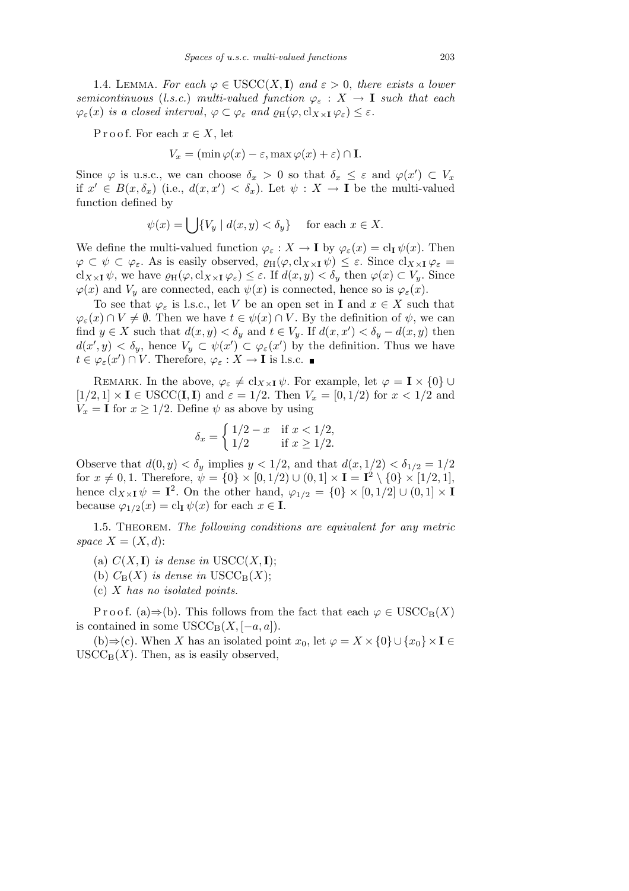1.4. Lemma. *For each $\varphi \in \mathrm{USCC}(X, \mathbf{I})$ and $\varepsilon > 0$, there exists a lower semicontinuous* (*l.s.c.*) *multi-valued function $\varphi_\varepsilon : X \to \mathbf{I}$ such that each $\varphi_\varepsilon(x)$ is a closed interval, $\varphi \subset \varphi_\varepsilon$ and $\varrho_{\mathrm{H}}(\varphi, \mathrm{cl}_{X\times\mathbf{I}}\,\varphi_\varepsilon) \le \varepsilon$.*

Proof. For each $x \in X$, let

$$V_x = (\min\varphi(x) - \varepsilon, \max\varphi(x) + \varepsilon) \cap \mathbf{I}.$$

Since $\varphi$ is u.s.c., we can choose $\delta_x > 0$ so that $\delta_x \le \varepsilon$ and $\varphi(x') \subset V_x$ if $x' \in B(x, \delta_x)$ (i.e., $d(x, x') < \delta_x$). Let $\psi : X \to \mathbf{I}$ be the multi-valued function defined by

$$\psi(x) = \bigcup\{V_y \mid d(x, y) < \delta_y\} \quad \text{for each } x \in X.$$

We define the multi-valued function $\varphi_\varepsilon : X \to \mathbf{I}$ by $\varphi_\varepsilon(x) = \mathrm{cl}_{\mathbf{I}}\,\psi(x)$. Then $\varphi \subset \psi \subset \varphi_\varepsilon$. As is easily observed, $\varrho_{\mathrm{H}}(\varphi, \mathrm{cl}_{X\times\mathbf{I}}\,\psi) \le \varepsilon$. Since $\mathrm{cl}_{X\times\mathbf{I}}\,\varphi_\varepsilon = \mathrm{cl}_{X\times\mathbf{I}}\,\psi$, we have $\varrho_{\mathrm{H}}(\varphi, \mathrm{cl}_{X\times\mathbf{I}}\,\varphi_\varepsilon) \le \varepsilon$. If $d(x, y) < \delta_y$ then $\varphi(x) \subset V_y$. Since $\varphi(x)$ and $V_y$ are connected, each $\psi(x)$ is connected, hence so is $\varphi_\varepsilon(x)$.

To see that $\varphi_\varepsilon$ is l.s.c., let $V$ be an open set in $\mathbf{I}$ and $x \in X$ such that $\varphi_\varepsilon(x) \cap V \ne \emptyset$. Then we have $t \in \psi(x) \cap V$. By the definition of $\psi$, we can find $y \in X$ such that $d(x, y) < \delta_y$ and $t \in V_y$. If $d(x, x') < \delta_y - d(x, y)$ then $d(x', y) < \delta_y$, hence $V_y \subset \psi(x') \subset \varphi_\varepsilon(x')$ by the definition. Thus we have $t \in \varphi_\varepsilon(x') \cap V$. Therefore, $\varphi_\varepsilon : X \to \mathbf{I}$ is l.s.c. ∎

Remark. In the above, $\varphi_\varepsilon \ne \mathrm{cl}_{X\times\mathbf{I}}\,\psi$. For example, let $\varphi = \mathbf{I} \times \{0\} \cup [1/2, 1] \times \mathbf{I} \in \mathrm{USCC}(\mathbf{I}, \mathbf{I})$ and $\varepsilon = 1/2$. Then $V_x = [0, 1/2)$ for $x < 1/2$ and $V_x = \mathbf{I}$ for $x \ge 1/2$. Define $\psi$ as above by using

$$\delta_x = \begin{cases} 1/2 - x & \text{if } x < 1/2, \\ 1/2 & \text{if } x \ge 1/2. \end{cases}$$

Observe that $d(0, y) < \delta_y$ implies $y < 1/2$, and that $d(x, 1/2) < \delta_{1/2} = 1/2$ for $x \ne 0, 1$. Therefore, $\psi = \{0\} \times [0, 1/2) \cup (0, 1] \times \mathbf{I} = \mathbf{I}^2 \setminus \{0\} \times [1/2, 1]$, hence $\mathrm{cl}_{X\times\mathbf{I}}\,\psi = \mathbf{I}^2$. On the other hand, $\varphi_{1/2} = \{0\} \times [0, 1/2] \cup (0, 1] \times \mathbf{I}$ because $\varphi_{1/2}(x) = \mathrm{cl}_{\mathbf{I}}\,\psi(x)$ for each $x \in \mathbf{I}$.

1.5. Theorem. *The following conditions are equivalent for any metric space $X = (X, d)$:*

(a) *$C(X, \mathbf{I})$ is dense in $\mathrm{USCC}(X, \mathbf{I})$;*

(b) *$C_{\mathrm{B}}(X)$ is dense in $\mathrm{USCC}_{\mathrm{B}}(X)$;*

(c) *$X$ has no isolated points.*

Proof. (a)⇒(b). This follows from the fact that each $\varphi \in \mathrm{USCC}_{\mathrm{B}}(X)$ is contained in some $\mathrm{USCC}_{\mathrm{B}}(X, [-a, a])$.

(b)⇒(c). When $X$ has an isolated point $x_0$, let $\varphi = X \times \{0\} \cup \{x_0\} \times \mathbf{I} \in \mathrm{USCC}_{\mathrm{B}}(X)$. Then, as is easily observed,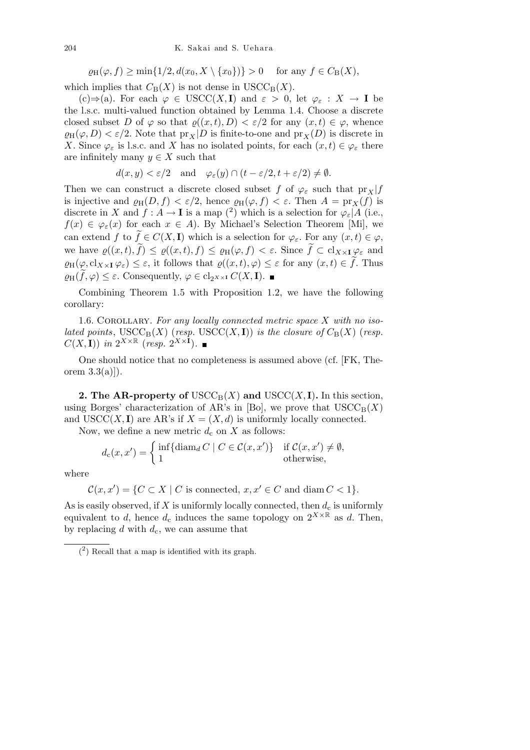$$\varrho_{\mathrm{H}}(\varphi, f) \geq \min\{1/2, d(x_0, X \setminus \{x_0\})\} > 0 \quad \text{for any } f \in C_{\mathrm{B}}(X),$$

which implies that $C_{\mathrm{B}}(X)$ is not dense in $\mathrm{USCC}_{\mathrm{B}}(X)$.

(c)⇒(a). For each $\varphi \in \mathrm{USCC}(X, \mathbf{I})$ and $\varepsilon > 0$, let $\varphi_\varepsilon : X \to \mathbf{I}$ be the l.s.c. multi-valued function obtained by Lemma 1.4. Choose a discrete closed subset $D$ of $\varphi$ so that $\varrho((x,t), D) < \varepsilon/2$ for any $(x,t) \in \varphi$, whence $\varrho_{\mathrm{H}}(\varphi, D) < \varepsilon/2$. Note that $\mathrm{pr}_X|D$ is finite-to-one and $\mathrm{pr}_X(D)$ is discrete in $X$. Since $\varphi_\varepsilon$ is l.s.c. and $X$ has no isolated points, for each $(x,t) \in \varphi_\varepsilon$ there are infinitely many $y \in X$ such that

$$d(x,y) < \varepsilon/2 \quad \text{and} \quad \varphi_\varepsilon(y) \cap (t - \varepsilon/2, t + \varepsilon/2) \neq \emptyset.$$

Then we can construct a discrete closed subset $f$ of $\varphi_\varepsilon$ such that $\mathrm{pr}_X|f$ is injective and $\varrho_{\mathrm{H}}(D, f) < \varepsilon/2$, hence $\varrho_{\mathrm{H}}(\varphi, f) < \varepsilon$. Then $A = \mathrm{pr}_X(f)$ is discrete in $X$ and $f : A \to \mathbf{I}$ is a map [2] which is a selection for $\varphi_\varepsilon|A$ (i.e., $f(x) \in \varphi_\varepsilon(x)$ for each $x \in A$). By Michael's Selection Theorem [Mi], we can extend $f$ to $\widetilde{f} \in C(X, \mathbf{I})$ which is a selection for $\varphi_\varepsilon$. For any $(x,t) \in \varphi$, we have $\varrho((x,t), \widetilde{f}) \leq \varrho((x,t), f) \leq \varrho_{\mathrm{H}}(\varphi, f) < \varepsilon$. Since $\widetilde{f} \subset \mathrm{cl}_{X \times \mathbf{I}}\, \varphi_\varepsilon$ and $\varrho_{\mathrm{H}}(\varphi, \mathrm{cl}_{X \times \mathbf{I}}\, \varphi_\varepsilon) \leq \varepsilon$, it follows that $\varrho((x,t), \varphi) \leq \varepsilon$ for any $(x,t) \in \widetilde{f}$. Thus $\varrho_{\mathrm{H}}(\widetilde{f}, \varphi) \leq \varepsilon$. Consequently, $\varphi \in \mathrm{cl}_{2^{X \times \mathbf{I}}}\, C(X, \mathbf{I})$. ∎

Combining Theorem 1.5 with Proposition 1.2, we have the following corollary:

1.6. Corollary. *For any locally connected metric space $X$ with no isolated points*, $\mathrm{USCC}_{\mathrm{B}}(X)$ (*resp.* $\mathrm{USCC}(X, \mathbf{I})$) *is the closure of* $C_{\mathrm{B}}(X)$ (*resp.* $C(X, \mathbf{I})$) *in* $2^{X \times \mathbb{R}}$ (*resp.* $2^{X \times \mathbf{I}}$). ∎

One should notice that no completeness is assumed above (cf. [FK, Theorem 3.3(a)]).

**2. The AR-property of $\mathrm{USCC}_{\mathrm{B}}(X)$ and $\mathrm{USCC}(X, \mathbf{I})$.** In this section, using Borges' characterization of AR's in [Bo], we prove that $\mathrm{USCC}_{\mathrm{B}}(X)$ and $\mathrm{USCC}(X, \mathbf{I})$ are AR's if $X = (X, d)$ is uniformly locally connected.

Now, we define a new metric $d_{\mathrm{c}}$ on $X$ as follows:

$$d_{\mathrm{c}}(x, x') = \begin{cases} \inf\{\mathrm{diam}_d\, C \mid C \in \mathcal{C}(x, x')\} & \text{if } \mathcal{C}(x, x') \neq \emptyset, \\ 1 & \text{otherwise}, \end{cases}$$

where

$$\mathcal{C}(x, x') = \{C \subset X \mid C \text{ is connected, } x, x' \in C \text{ and } \mathrm{diam}\, C < 1\}.$$

As is easily observed, if $X$ is uniformly locally connected, then $d_{\mathrm{c}}$ is uniformly equivalent to $d$, hence $d_{\mathrm{c}}$ induces the same topology on $2^{X \times \mathbb{R}}$ as $d$. Then, by replacing $d$ with $d_{\mathrm{c}}$, we can assume that

[2] Recall that a map is identified with its graph.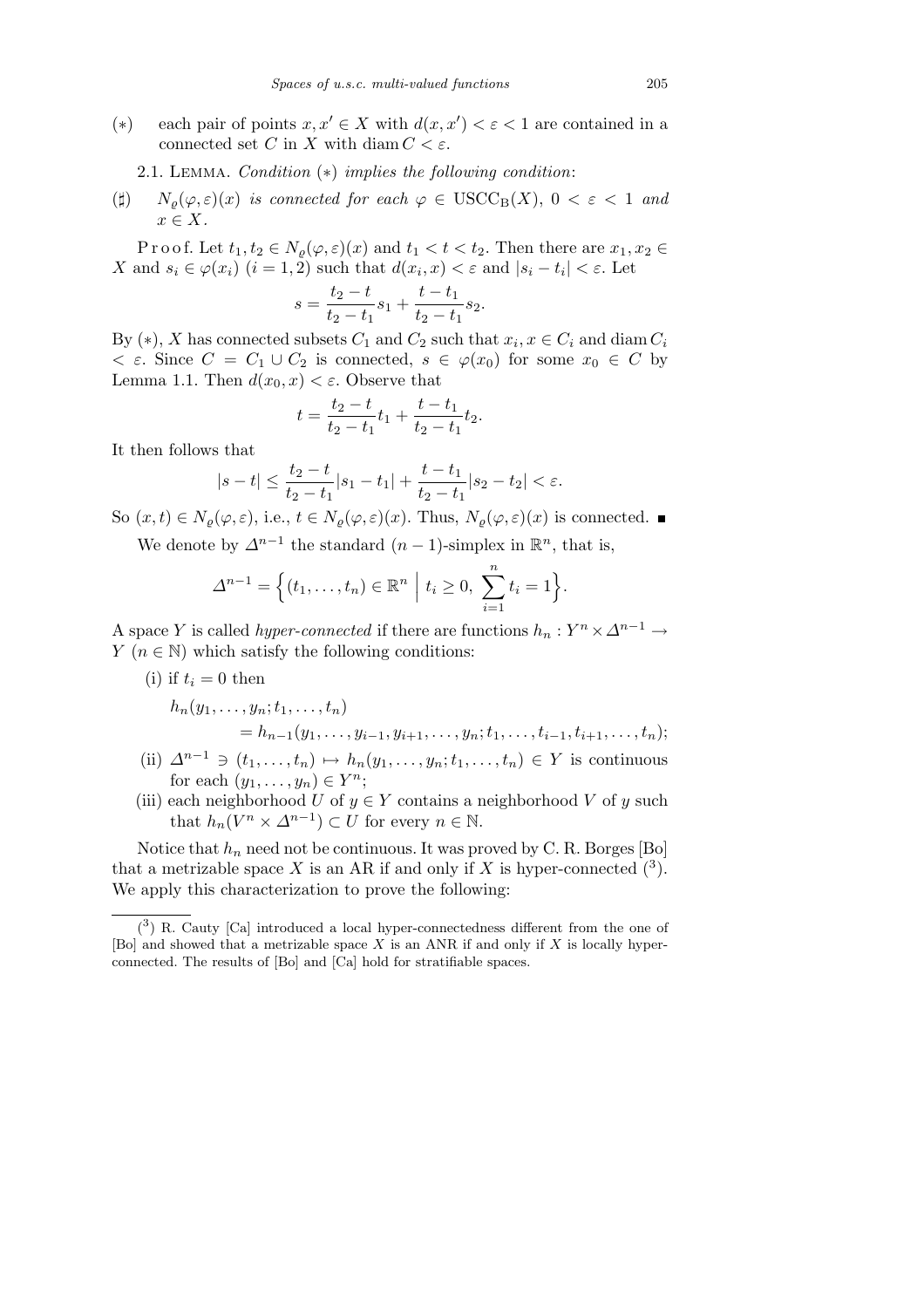(∗) each pair of points $x, x' \in X$ with $d(x, x') < \varepsilon < 1$ are contained in a connected set $C$ in $X$ with $\operatorname{diam} C < \varepsilon$.

2.1. Lemma. *Condition* (∗) *implies the following condition*:

(♯) $N_\varrho(\varphi, \varepsilon)(x)$ *is connected for each* $\varphi \in \mathrm{USCC_B}(X)$, $0 < \varepsilon < 1$ *and* $x \in X$.

Proof. Let $t_1, t_2 \in N_\varrho(\varphi, \varepsilon)(x)$ and $t_1 < t < t_2$. Then there are $x_1, x_2 \in X$ and $s_i \in \varphi(x_i)$ $(i = 1, 2)$ such that $d(x_i, x) < \varepsilon$ and $|s_i - t_i| < \varepsilon$. Let

$$s = \frac{t_2 - t}{t_2 - t_1} s_1 + \frac{t - t_1}{t_2 - t_1} s_2.$$

By (∗), $X$ has connected subsets $C_1$ and $C_2$ such that $x_i, x \in C_i$ and $\operatorname{diam} C_i < \varepsilon$. Since $C = C_1 \cup C_2$ is connected, $s \in \varphi(x_0)$ for some $x_0 \in C$ by Lemma 1.1. Then $d(x_0, x) < \varepsilon$. Observe that

$$t = \frac{t_2 - t}{t_2 - t_1} t_1 + \frac{t - t_1}{t_2 - t_1} t_2.$$

It then follows that

$$|s - t| \le \frac{t_2 - t}{t_2 - t_1} |s_1 - t_1| + \frac{t - t_1}{t_2 - t_1} |s_2 - t_2| < \varepsilon.$$

So $(x, t) \in N_\varrho(\varphi, \varepsilon)$, i.e., $t \in N_\varrho(\varphi, \varepsilon)(x)$. Thus, $N_\varrho(\varphi, \varepsilon)(x)$ is connected. ∎

We denote by $\Delta^{n-1}$ the standard $(n-1)$-simplex in $\mathbb{R}^n$, that is,

$$\Delta^{n-1} = \Big\{ (t_1, \ldots, t_n) \in \mathbb{R}^n \;\Big|\; t_i \ge 0,\ \sum_{i=1}^{n} t_i = 1 \Big\}.$$

A space $Y$ is called *hyper-connected* if there are functions $h_n : Y^n \times \Delta^{n-1} \to Y$ $(n \in \mathbb{N})$ which satisfy the following conditions:

(i) if $t_i = 0$ then

$$h_n(y_1, \ldots, y_n; t_1, \ldots, t_n) = h_{n-1}(y_1, \ldots, y_{i-1}, y_{i+1}, \ldots, y_n; t_1, \ldots, t_{i-1}, t_{i+1}, \ldots, t_n);$$

(ii) $\Delta^{n-1} \ni (t_1, \ldots, t_n) \mapsto h_n(y_1, \ldots, y_n; t_1, \ldots, t_n) \in Y$ is continuous for each $(y_1, \ldots, y_n) \in Y^n$;

(iii) each neighborhood $U$ of $y \in Y$ contains a neighborhood $V$ of $y$ such that $h_n(V^n \times \Delta^{n-1}) \subset U$ for every $n \in \mathbb{N}$.

Notice that $h_n$ need not be continuous. It was proved by C. R. Borges [Bo] that a metrizable space $X$ is an AR if and only if $X$ is hyper-connected [3]. We apply this characterization to prove the following:

---

[3] R. Cauty [Ca] introduced a local hyper-connectedness different from the one of [Bo] and showed that a metrizable space $X$ is an ANR if and only if $X$ is locally hyper-connected. The results of [Bo] and [Ca] hold for stratifiable spaces.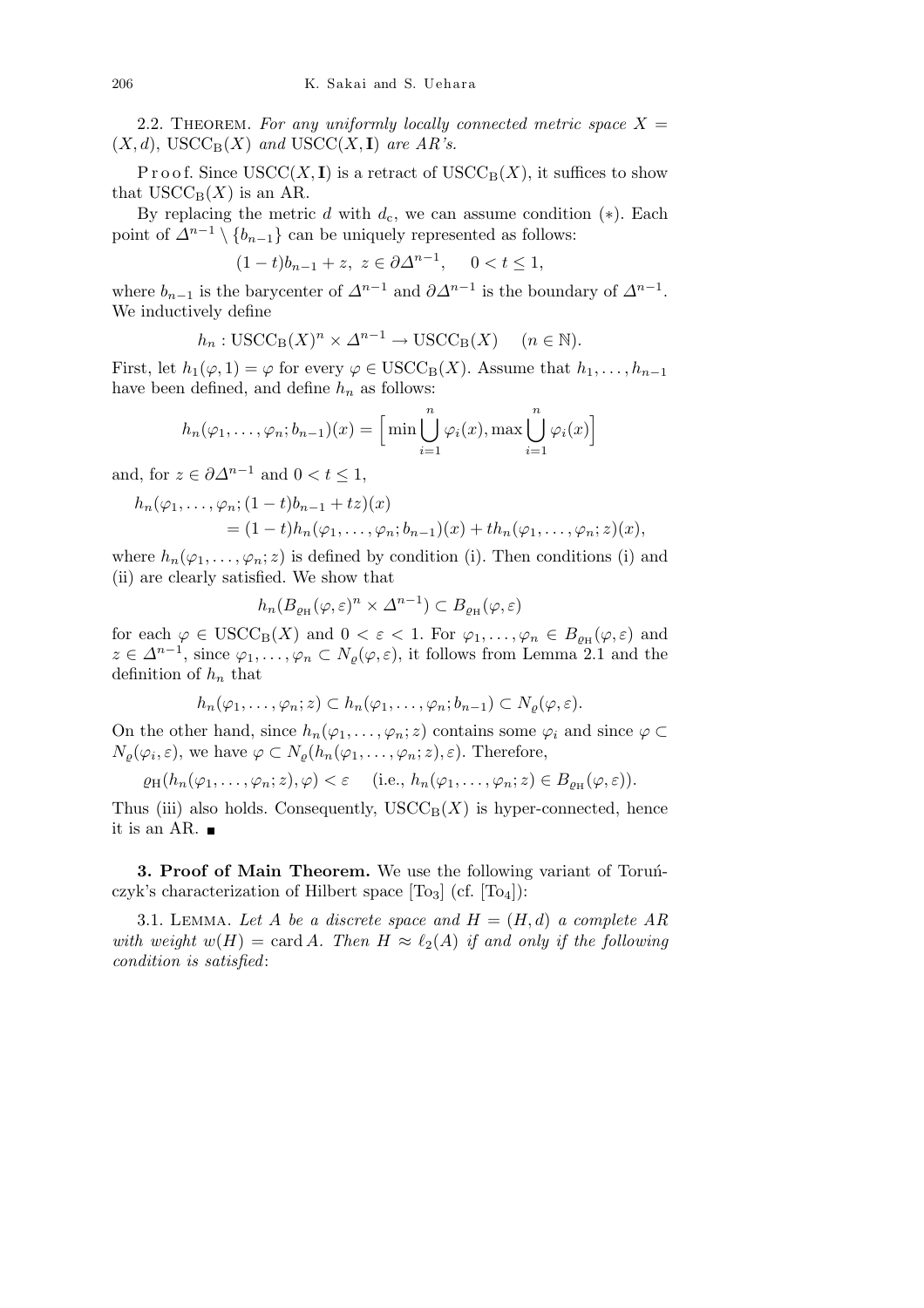2.2. Theorem. *For any uniformly locally connected metric space $X = (X,d)$, $\mathrm{USCC_B}(X)$ and $\mathrm{USCC}(X,\mathbf{I})$ are AR's.*

Proof. Since $\mathrm{USCC}(X,\mathbf{I})$ is a retract of $\mathrm{USCC_B}(X)$, it suffices to show that $\mathrm{USCC_B}(X)$ is an AR.

By replacing the metric $d$ with $d_c$, we can assume condition $(*)$. Each point of $\Delta^{n-1} \setminus \{b_{n-1}\}$ can be uniquely represented as follows:

$$(1-t)b_{n-1} + z,\ z \in \partial\Delta^{n-1}, \quad 0 < t \le 1,$$

where $b_{n-1}$ is the barycenter of $\Delta^{n-1}$ and $\partial\Delta^{n-1}$ is the boundary of $\Delta^{n-1}$. We inductively define

$$h_n : \mathrm{USCC_B}(X)^n \times \Delta^{n-1} \to \mathrm{USCC_B}(X) \quad (n \in \mathbb{N}).$$

First, let $h_1(\varphi, 1) = \varphi$ for every $\varphi \in \mathrm{USCC_B}(X)$. Assume that $h_1, \ldots, h_{n-1}$ have been defined, and define $h_n$ as follows:

$$h_n(\varphi_1, \ldots, \varphi_n; b_{n-1})(x) = \Big[\min \bigcup_{i=1}^{n} \varphi_i(x), \max \bigcup_{i=1}^{n} \varphi_i(x)\Big]$$

and, for $z \in \partial\Delta^{n-1}$ and $0 < t \le 1$,

$$\begin{aligned} h_n(\varphi_1, \ldots, \varphi_n; (1-t)b_{n-1} + tz)(x) \\ = (1-t)h_n(\varphi_1, \ldots, \varphi_n; b_{n-1})(x) + t h_n(\varphi_1, \ldots, \varphi_n; z)(x), \end{aligned}$$

where $h_n(\varphi_1, \ldots, \varphi_n; z)$ is defined by condition (i). Then conditions (i) and (ii) are clearly satisfied. We show that

$$h_n(B_{\varrho_{\mathrm{H}}}(\varphi, \varepsilon)^n \times \Delta^{n-1}) \subset B_{\varrho_{\mathrm{H}}}(\varphi, \varepsilon)$$

for each $\varphi \in \mathrm{USCC_B}(X)$ and $0 < \varepsilon < 1$. For $\varphi_1, \ldots, \varphi_n \in B_{\varrho_{\mathrm{H}}}(\varphi, \varepsilon)$ and $z \in \Delta^{n-1}$, since $\varphi_1, \ldots, \varphi_n \subset N_\varrho(\varphi, \varepsilon)$, it follows from Lemma 2.1 and the definition of $h_n$ that

$$h_n(\varphi_1, \ldots, \varphi_n; z) \subset h_n(\varphi_1, \ldots, \varphi_n; b_{n-1}) \subset N_\varrho(\varphi, \varepsilon).$$

On the other hand, since $h_n(\varphi_1, \ldots, \varphi_n; z)$ contains some $\varphi_i$ and since $\varphi \subset N_\varrho(\varphi_i, \varepsilon)$, we have $\varphi \subset N_\varrho(h_n(\varphi_1, \ldots, \varphi_n; z), \varepsilon)$. Therefore,

$$\varrho_{\mathrm{H}}(h_n(\varphi_1, \ldots, \varphi_n; z), \varphi) < \varepsilon \quad (\text{i.e., } h_n(\varphi_1, \ldots, \varphi_n; z) \in B_{\varrho_{\mathrm{H}}}(\varphi, \varepsilon)).$$

Thus (iii) also holds. Consequently, $\mathrm{USCC_B}(X)$ is hyper-connected, hence it is an AR. ∎

**3. Proof of Main Theorem.** We use the following variant of Toruńczyk's characterization of Hilbert space [To3] (cf. [To4]):

3.1. Lemma. *Let $A$ be a discrete space and $H = (H,d)$ a complete AR with weight $w(H) = \operatorname{card} A$. Then $H \approx \ell_2(A)$ if and only if the following condition is satisfied*: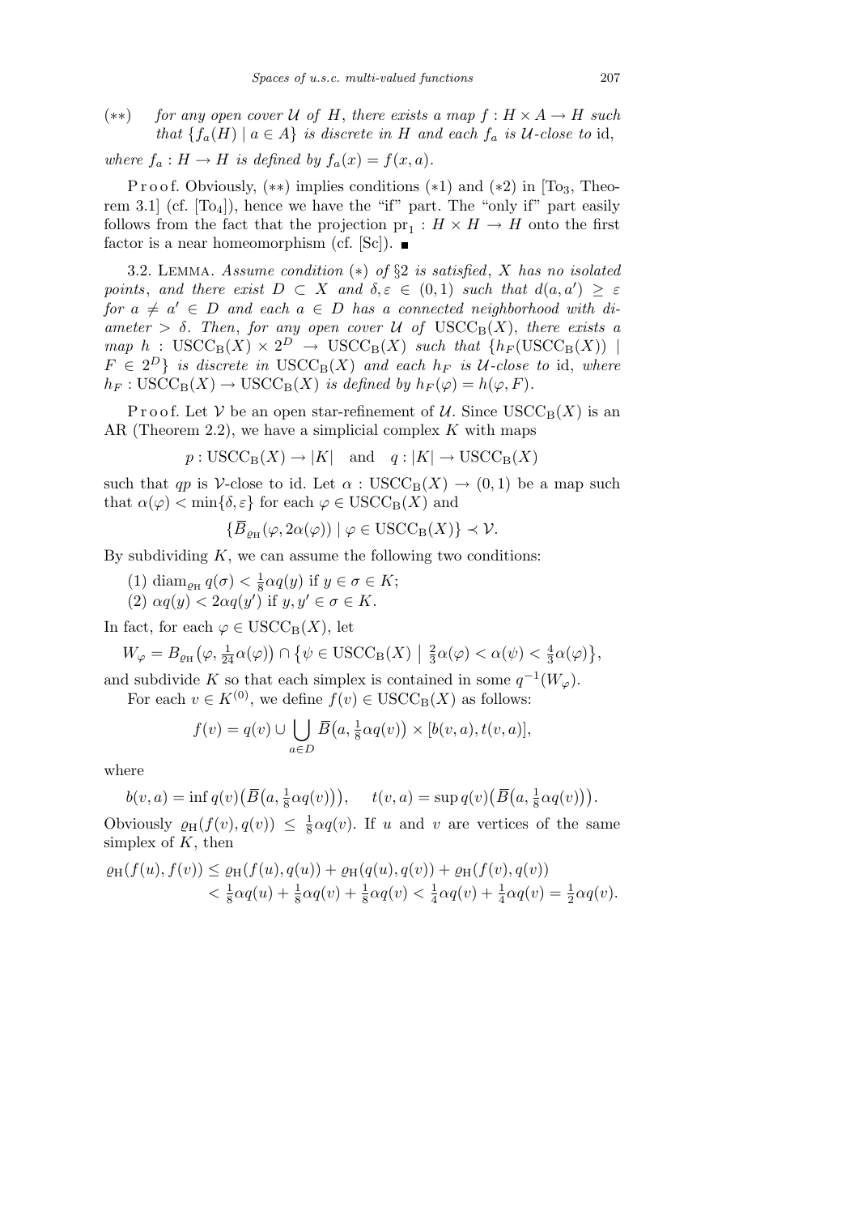$(**)$ *for any open cover $\mathcal{U}$ of $H$, there exists a map $f : H \times A \to H$ such that $\{f_a(H) \mid a \in A\}$ is discrete in $H$ and each $f_a$ is $\mathcal{U}$-close to* id,

*where $f_a : H \to H$ is defined by $f_a(x) = f(x, a)$.*

Proof. Obviously, $(**)$ implies conditions $(*1)$ and $(*2)$ in [$\mathrm{To}_3$, Theorem 3.1] (cf. [$\mathrm{To}_4$]), hence we have the "if" part. The "only if" part easily follows from the fact that the projection $\mathrm{pr}_1 : H \times H \to H$ onto the first factor is a near homeomorphism (cf. [Sc]). ∎

3.2. Lemma. *Assume condition $(*)$ of §2 is satisfied, $X$ has no isolated points, and there exist $D \subset X$ and $\delta, \varepsilon \in (0, 1)$ such that $d(a, a') \geq \varepsilon$ for $a \neq a' \in D$ and each $a \in D$ has a connected neighborhood with diameter $> \delta$. Then, for any open cover $\mathcal{U}$ of $\mathrm{USCC_B}(X)$, there exists a map $h : \mathrm{USCC_B}(X) \times 2^D \to \mathrm{USCC_B}(X)$ such that $\{h_F(\mathrm{USCC_B}(X)) \mid F \in 2^D\}$ is discrete in $\mathrm{USCC_B}(X)$ and each $h_F$ is $\mathcal{U}$-close to* id, *where $h_F : \mathrm{USCC_B}(X) \to \mathrm{USCC_B}(X)$ is defined by $h_F(\varphi) = h(\varphi, F)$.*

Proof. Let $\mathcal{V}$ be an open star-refinement of $\mathcal{U}$. Since $\mathrm{USCC_B}(X)$ is an AR (Theorem 2.2), we have a simplicial complex $K$ with maps

$$p : \mathrm{USCC_B}(X) \to |K| \quad \text{and} \quad q : |K| \to \mathrm{USCC_B}(X)$$

such that $qp$ is $\mathcal{V}$-close to id. Let $\alpha : \mathrm{USCC_B}(X) \to (0, 1)$ be a map such that $\alpha(\varphi) < \min\{\delta, \varepsilon\}$ for each $\varphi \in \mathrm{USCC_B}(X)$ and

$$\{\overline{B}_{\varrho_{\mathrm{H}}}(\varphi, 2\alpha(\varphi)) \mid \varphi \in \mathrm{USCC_B}(X)\} \prec \mathcal{V}.$$

By subdividing $K$, we can assume the following two conditions:

(1) $\mathrm{diam}_{\varrho_{\mathrm{H}}} q(\sigma) < \frac{1}{8}\alpha q(y)$ if $y \in \sigma \in K$;
(2) $\alpha q(y) < 2\alpha q(y')$ if $y, y' \in \sigma \in K$.

In fact, for each $\varphi \in \mathrm{USCC_B}(X)$, let

$$W_\varphi = B_{\varrho_{\mathrm{H}}}\big(\varphi, \tfrac{1}{24}\alpha(\varphi)\big) \cap \big\{\psi \in \mathrm{USCC_B}(X) \;\big|\; \tfrac{2}{3}\alpha(\varphi) < \alpha(\psi) < \tfrac{4}{3}\alpha(\varphi)\big\},$$

and subdivide $K$ so that each simplex is contained in some $q^{-1}(W_\varphi)$.

For each $v \in K^{(0)}$, we define $f(v) \in \mathrm{USCC_B}(X)$ as follows:

$$f(v) = q(v) \cup \bigcup_{a \in D} \overline{B}\big(a, \tfrac{1}{8}\alpha q(v)\big) \times [b(v, a), t(v, a)],$$

where

$$b(v, a) = \inf q(v)\big(\overline{B}\big(a, \tfrac{1}{8}\alpha q(v)\big)\big), \qquad t(v, a) = \sup q(v)\big(\overline{B}\big(a, \tfrac{1}{8}\alpha q(v)\big)\big).$$

Obviously $\varrho_{\mathrm{H}}(f(v), q(v)) \leq \frac{1}{8}\alpha q(v)$. If $u$ and $v$ are vertices of the same simplex of $K$, then

$$\begin{aligned}
\varrho_{\mathrm{H}}(f(u), f(v)) &\leq \varrho_{\mathrm{H}}(f(u), q(u)) + \varrho_{\mathrm{H}}(q(u), q(v)) + \varrho_{\mathrm{H}}(f(v), q(v)) \\
&< \tfrac{1}{8}\alpha q(u) + \tfrac{1}{8}\alpha q(v) + \tfrac{1}{8}\alpha q(v) < \tfrac{1}{4}\alpha q(v) + \tfrac{1}{4}\alpha q(v) = \tfrac{1}{2}\alpha q(v).
\end{aligned}$$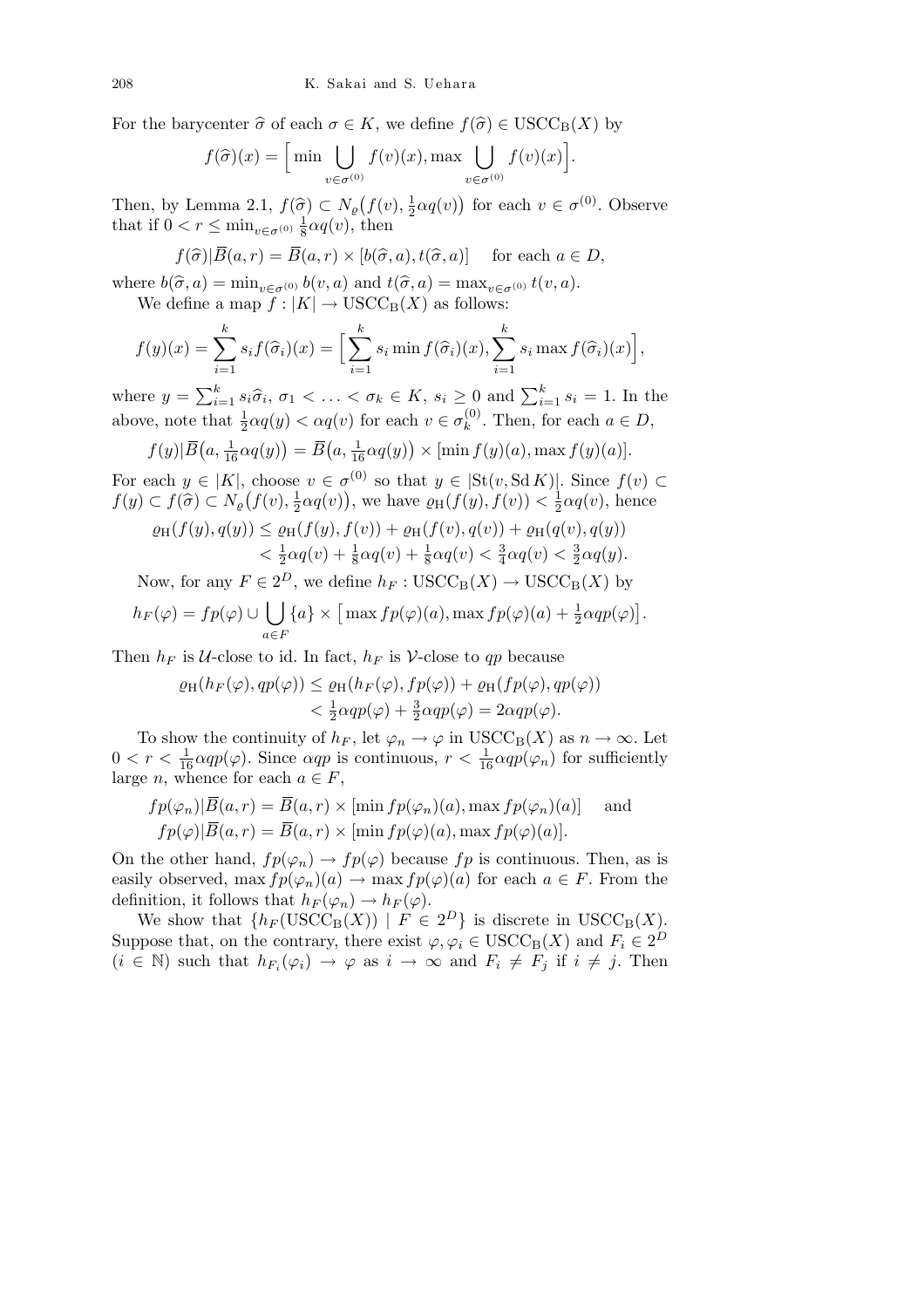For the barycenter $\widehat{\sigma}$ of each $\sigma \in K$, we define $f(\widehat{\sigma}) \in \mathrm{USCC_B}(X)$ by

$$f(\widehat{\sigma})(x) = \Big[\min \bigcup_{v\in\sigma^{(0)}} f(v)(x), \max \bigcup_{v\in\sigma^{(0)}} f(v)(x)\Big].$$

Then, by Lemma 2.1, $f(\widehat{\sigma}) \subset N_\varrho\big(f(v), \frac{1}{2}\alpha q(v)\big)$ for each $v \in \sigma^{(0)}$. Observe that if $0 < r \le \min_{v\in\sigma^{(0)}} \frac{1}{8}\alpha q(v)$, then

$$f(\widehat{\sigma})|\overline{B}(a,r) = \overline{B}(a,r) \times [b(\widehat{\sigma},a), t(\widehat{\sigma},a)] \quad \text{for each } a \in D,$$

where $b(\widehat{\sigma},a) = \min_{v\in\sigma^{(0)}} b(v,a)$ and $t(\widehat{\sigma},a) = \max_{v\in\sigma^{(0)}} t(v,a)$.

We define a map $f : |K| \to \mathrm{USCC_B}(X)$ as follows:

$$f(y)(x) = \sum_{i=1}^{k} s_i f(\widehat{\sigma}_i)(x) = \Big[\sum_{i=1}^{k} s_i \min f(\widehat{\sigma}_i)(x), \sum_{i=1}^{k} s_i \max f(\widehat{\sigma}_i)(x)\Big],$$

where $y = \sum_{i=1}^{k} s_i\widehat{\sigma}_i$, $\sigma_1 < \ldots < \sigma_k \in K$, $s_i \ge 0$ and $\sum_{i=1}^{k} s_i = 1$. In the above, note that $\frac{1}{2}\alpha q(y) < \alpha q(v)$ for each $v \in \sigma_k^{(0)}$. Then, for each $a \in D$,

$$f(y)|\overline{B}\big(a, \tfrac{1}{16}\alpha q(y)\big) = \overline{B}\big(a, \tfrac{1}{16}\alpha q(y)\big) \times [\min f(y)(a), \max f(y)(a)].$$

For each $y \in |K|$, choose $v \in \sigma^{(0)}$ so that $y \in |\mathrm{St}(v, \mathrm{Sd}\,K)|$. Since $f(v) \subset f(y) \subset f(\widehat{\sigma}) \subset N_\varrho\big(f(v), \frac{1}{2}\alpha q(v)\big)$, we have $\varrho_{\mathrm{H}}(f(y), f(v)) < \frac{1}{2}\alpha q(v)$, hence

$$\begin{aligned}
\varrho_{\mathrm{H}}(f(y), q(y)) &\le \varrho_{\mathrm{H}}(f(y), f(v)) + \varrho_{\mathrm{H}}(f(v), q(v)) + \varrho_{\mathrm{H}}(q(v), q(y)) \\
&< \tfrac{1}{2}\alpha q(v) + \tfrac{1}{8}\alpha q(v) + \tfrac{1}{8}\alpha q(v) < \tfrac{3}{4}\alpha q(v) < \tfrac{3}{2}\alpha q(y).
\end{aligned}$$

Now, for any $F \in 2^D$, we define $h_F : \mathrm{USCC_B}(X) \to \mathrm{USCC_B}(X)$ by

$$h_F(\varphi) = fp(\varphi) \cup \bigcup_{a\in F} \{a\} \times \big[\max fp(\varphi)(a), \max fp(\varphi)(a) + \tfrac{1}{2}\alpha qp(\varphi)\big].$$

Then $h_F$ is $\mathcal{U}$-close to id. In fact, $h_F$ is $\mathcal{V}$-close to $qp$ because

$$\begin{aligned}
\varrho_{\mathrm{H}}(h_F(\varphi), qp(\varphi)) &\le \varrho_{\mathrm{H}}(h_F(\varphi), fp(\varphi)) + \varrho_{\mathrm{H}}(fp(\varphi), qp(\varphi)) \\
&< \tfrac{1}{2}\alpha qp(\varphi) + \tfrac{3}{2}\alpha qp(\varphi) = 2\alpha qp(\varphi).
\end{aligned}$$

To show the continuity of $h_F$, let $\varphi_n \to \varphi$ in $\mathrm{USCC_B}(X)$ as $n \to \infty$. Let $0 < r < \frac{1}{16}\alpha qp(\varphi)$. Since $\alpha qp$ is continuous, $r < \frac{1}{16}\alpha qp(\varphi_n)$ for sufficiently large $n$, whence for each $a \in F$,

$$\begin{aligned}
fp(\varphi_n)|\overline{B}(a,r) &= \overline{B}(a,r) \times [\min fp(\varphi_n)(a), \max fp(\varphi_n)(a)] \quad \text{and} \\
fp(\varphi)|\overline{B}(a,r) &= \overline{B}(a,r) \times [\min fp(\varphi)(a), \max fp(\varphi)(a)].
\end{aligned}$$

On the other hand, $fp(\varphi_n) \to fp(\varphi)$ because $fp$ is continuous. Then, as is easily observed, $\max fp(\varphi_n)(a) \to \max fp(\varphi)(a)$ for each $a \in F$. From the definition, it follows that $h_F(\varphi_n) \to h_F(\varphi)$.

We show that $\{h_F(\mathrm{USCC_B}(X)) \mid F \in 2^D\}$ is discrete in $\mathrm{USCC_B}(X)$. Suppose that, on the contrary, there exist $\varphi, \varphi_i \in \mathrm{USCC_B}(X)$ and $F_i \in 2^D$ ($i \in \mathbb{N}$) such that $h_{F_i}(\varphi_i) \to \varphi$ as $i \to \infty$ and $F_i \ne F_j$ if $i \ne j$. Then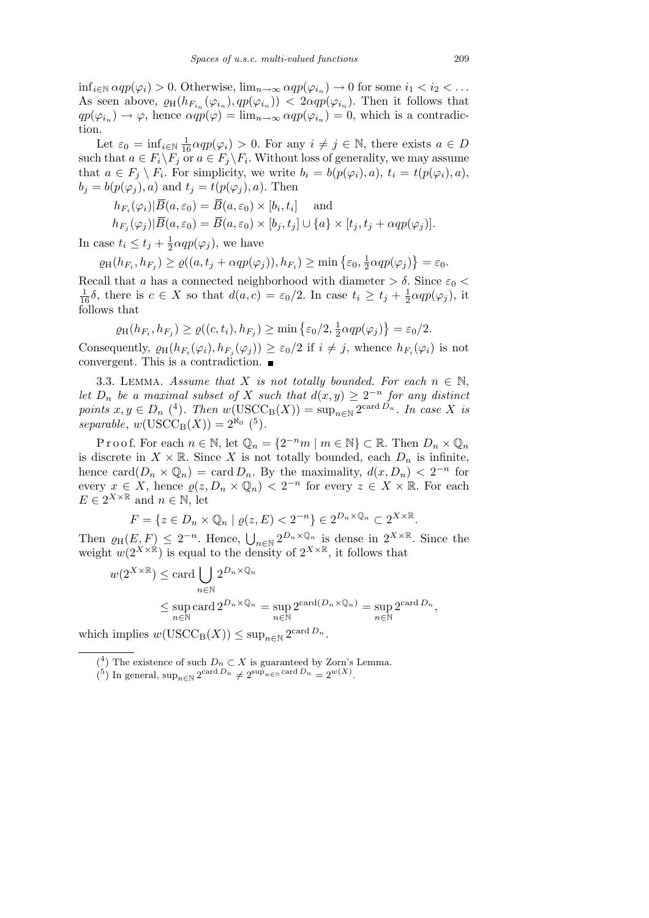$\inf_{i\in\mathbb{N}} \alpha qp(\varphi_i) > 0$. Otherwise, $\lim_{n\to\infty} \alpha qp(\varphi_{i_n}) \to 0$ for some $i_1 < i_2 < \ldots$ As seen above, $\varrho_{\mathrm{H}}(h_{F_{i_n}}(\varphi_{i_n}), qp(\varphi_{i_n})) < 2\alpha qp(\varphi_{i_n})$. Then it follows that $qp(\varphi_{i_n}) \to \varphi$, hence $\alpha qp(\varphi) = \lim_{n\to\infty} \alpha qp(\varphi_{i_n}) = 0$, which is a contradiction.

Let $\varepsilon_0 = \inf_{i\in\mathbb{N}} \frac{1}{16}\alpha qp(\varphi_i) > 0$. For any $i \neq j \in \mathbb{N}$, there exists $a \in D$ such that $a \in F_i\setminus F_j$ or $a \in F_j\setminus F_i$. Without loss of generality, we may assume that $a \in F_j \setminus F_i$. For simplicity, we write $b_i = b(p(\varphi_i), a)$, $t_i = t(p(\varphi_i), a)$, $b_j = b(p(\varphi_j), a)$ and $t_j = t(p(\varphi_j), a)$. Then

$$h_{F_i}(\varphi_i)|\overline{B}(a, \varepsilon_0) = \overline{B}(a, \varepsilon_0) \times [b_i, t_i] \quad \text{and}$$
$$h_{F_j}(\varphi_j)|\overline{B}(a, \varepsilon_0) = \overline{B}(a, \varepsilon_0) \times [b_j, t_j] \cup \{a\} \times [t_j, t_j + \alpha qp(\varphi_j)].$$

In case $t_i \leq t_j + \frac{1}{2}\alpha qp(\varphi_j)$, we have

$$\varrho_{\mathrm{H}}(h_{F_i}, h_{F_j}) \geq \varrho((a, t_j + \alpha qp(\varphi_j)), h_{F_i}) \geq \min\left\{\varepsilon_0, \tfrac{1}{2}\alpha qp(\varphi_j)\right\} = \varepsilon_0.$$

Recall that $a$ has a connected neighborhood with diameter $> \delta$. Since $\varepsilon_0 < \frac{1}{16}\delta$, there is $c \in X$ so that $d(a, c) = \varepsilon_0/2$. In case $t_i \geq t_j + \frac{1}{2}\alpha qp(\varphi_j)$, it follows that

$$\varrho_{\mathrm{H}}(h_{F_i}, h_{F_j}) \geq \varrho((c, t_i), h_{F_j}) \geq \min\left\{\varepsilon_0/2, \tfrac{1}{2}\alpha qp(\varphi_j)\right\} = \varepsilon_0/2.$$

Consequently, $\varrho_{\mathrm{H}}(h_{F_i}(\varphi_i), h_{F_j}(\varphi_j)) \geq \varepsilon_0/2$ if $i \neq j$, whence $h_{F_i}(\varphi_i)$ is not convergent. This is a contradiction. ■

3.3. Lemma. *Assume that $X$ is not totally bounded. For each $n \in \mathbb{N}$, let $D_n$ be a maximal subset of $X$ such that $d(x, y) \geq 2^{-n}$ for any distinct points $x, y \in D_n$* [4]. *Then $w(\mathrm{USCC_B}(X)) = \sup_{n\in\mathbb{N}} 2^{\operatorname{card} D_n}$. In case $X$ is separable, $w(\mathrm{USCC_B}(X)) = 2^{\aleph_0}$* [5].

Proof. For each $n \in \mathbb{N}$, let $\mathbb{Q}_n = \{2^{-n}m \mid m \in \mathbb{N}\} \subset \mathbb{R}$. Then $D_n \times \mathbb{Q}_n$ is discrete in $X \times \mathbb{R}$. Since $X$ is not totally bounded, each $D_n$ is infinite, hence $\operatorname{card}(D_n \times \mathbb{Q}_n) = \operatorname{card} D_n$. By the maximality, $d(x, D_n) < 2^{-n}$ for every $x \in X$, hence $\varrho(z, D_n \times \mathbb{Q}_n) < 2^{-n}$ for every $z \in X \times \mathbb{R}$. For each $E \in 2^{X\times\mathbb{R}}$ and $n \in \mathbb{N}$, let

$$F = \{z \in D_n \times \mathbb{Q}_n \mid \varrho(z, E) < 2^{-n}\} \in 2^{D_n\times\mathbb{Q}_n} \subset 2^{X\times\mathbb{R}}.$$

Then $\varrho_{\mathrm{H}}(E, F) \leq 2^{-n}$. Hence, $\bigcup_{n\in\mathbb{N}} 2^{D_n\times\mathbb{Q}_n}$ is dense in $2^{X\times\mathbb{R}}$. Since the weight $w(2^{X\times\mathbb{R}})$ is equal to the density of $2^{X\times\mathbb{R}}$, it follows that

$$\begin{aligned} w(2^{X\times\mathbb{R}}) &\leq \operatorname{card} \bigcup_{n\in\mathbb{N}} 2^{D_n\times\mathbb{Q}_n} \\ &\leq \sup_{n\in\mathbb{N}} \operatorname{card} 2^{D_n\times\mathbb{Q}_n} = \sup_{n\in\mathbb{N}} 2^{\operatorname{card}(D_n\times\mathbb{Q}_n)} = \sup_{n\in\mathbb{N}} 2^{\operatorname{card} D_n}, \end{aligned}$$

which implies $w(\mathrm{USCC_B}(X)) \leq \sup_{n\in\mathbb{N}} 2^{\operatorname{card} D_n}$.

---

[4] The existence of such $D_n \subset X$ is guaranteed by Zorn's Lemma.

[5] In general, $\sup_{n\in\mathbb{N}} 2^{\operatorname{card} D_n} \neq 2^{\sup_{n\in\mathbb{N}} \operatorname{card} D_n} = 2^{w(X)}$.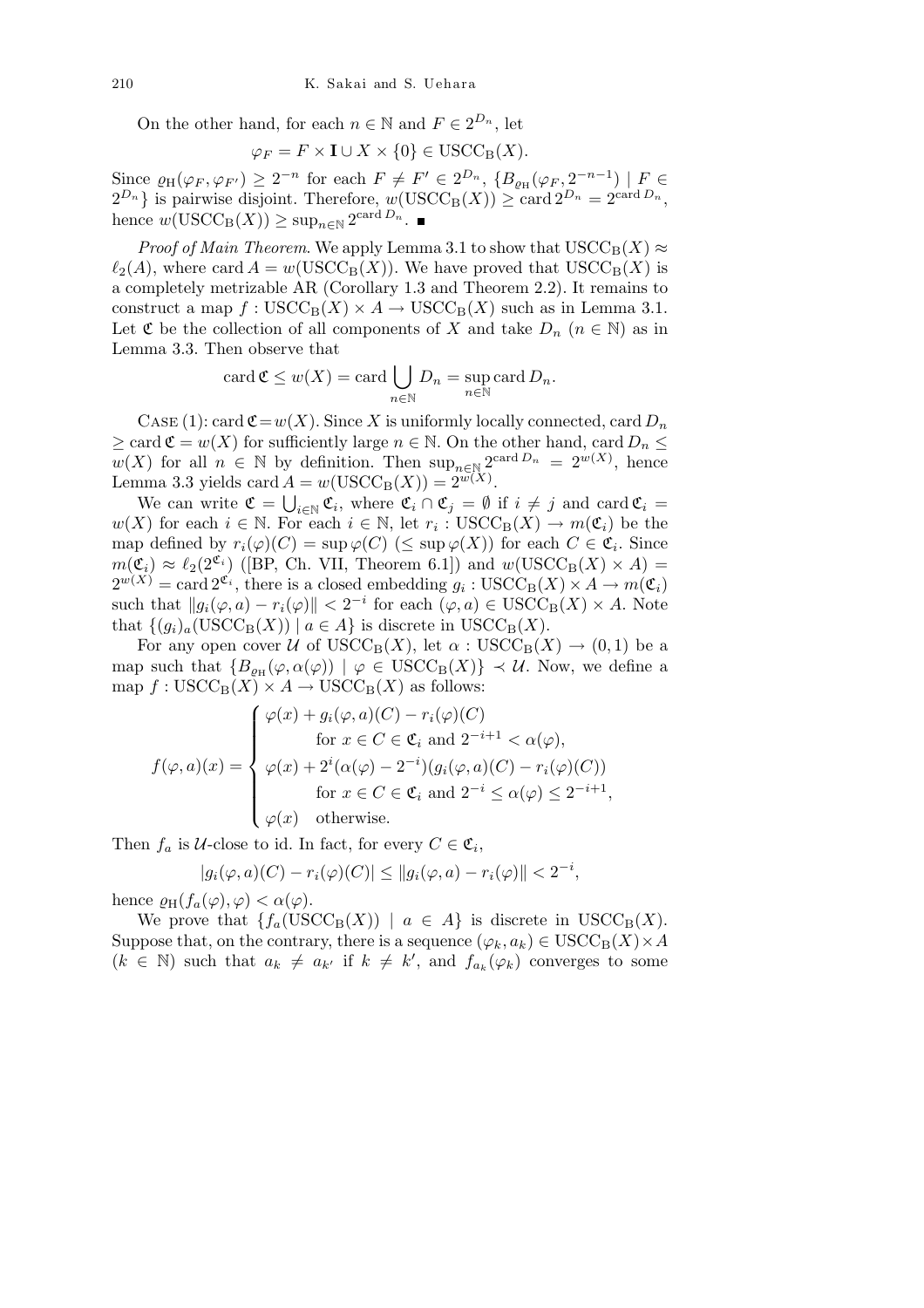On the other hand, for each $n \in \mathbb{N}$ and $F \in 2^{D_n}$, let

$$\varphi_F = F \times \mathbf{I} \cup X \times \{0\} \in \mathrm{USCC_B}(X).$$

Since $\varrho_{\mathrm{H}}(\varphi_F, \varphi_{F'}) \geq 2^{-n}$ for each $F \neq F' \in 2^{D_n}$, $\{B_{\varrho_{\mathrm{H}}}(\varphi_F, 2^{-n-1}) \mid F \in 2^{D_n}\}$ is pairwise disjoint. Therefore, $w(\mathrm{USCC_B}(X)) \geq \operatorname{card} 2^{D_n} = 2^{\operatorname{card} D_n}$, hence $w(\mathrm{USCC_B}(X)) \geq \sup_{n \in \mathbb{N}} 2^{\operatorname{card} D_n}$. ∎

*Proof of Main Theorem.* We apply Lemma 3.1 to show that $\mathrm{USCC_B}(X) \approx \ell_2(A)$, where $\operatorname{card} A = w(\mathrm{USCC_B}(X))$. We have proved that $\mathrm{USCC_B}(X)$ is a completely metrizable AR (Corollary 1.3 and Theorem 2.2). It remains to construct a map $f : \mathrm{USCC_B}(X) \times A \to \mathrm{USCC_B}(X)$ such as in Lemma 3.1. Let $\mathfrak{C}$ be the collection of all components of $X$ and take $D_n$ ($n \in \mathbb{N}$) as in Lemma 3.3. Then observe that

$$\operatorname{card} \mathfrak{C} \leq w(X) = \operatorname{card} \bigcup_{n \in \mathbb{N}} D_n = \sup_{n \in \mathbb{N}} \operatorname{card} D_n.$$

CASE (1): $\operatorname{card} \mathfrak{C} = w(X)$. Since $X$ is uniformly locally connected, $\operatorname{card} D_n \geq \operatorname{card} \mathfrak{C} = w(X)$ for sufficiently large $n \in \mathbb{N}$. On the other hand, $\operatorname{card} D_n \leq w(X)$ for all $n \in \mathbb{N}$ by definition. Then $\sup_{n \in \mathbb{N}} 2^{\operatorname{card} D_n} = 2^{w(X)}$, hence Lemma 3.3 yields $\operatorname{card} A = w(\mathrm{USCC_B}(X)) = 2^{w(X)}$.

We can write $\mathfrak{C} = \bigcup_{i \in \mathbb{N}} \mathfrak{C}_i$, where $\mathfrak{C}_i \cap \mathfrak{C}_j = \emptyset$ if $i \neq j$ and $\operatorname{card} \mathfrak{C}_i = w(X)$ for each $i \in \mathbb{N}$. For each $i \in \mathbb{N}$, let $r_i : \mathrm{USCC_B}(X) \to m(\mathfrak{C}_i)$ be the map defined by $r_i(\varphi)(C) = \sup \varphi(C)$ ($\leq \sup \varphi(X)$) for each $C \in \mathfrak{C}_i$. Since $m(\mathfrak{C}_i) \approx \ell_2(2^{\mathfrak{C}_i})$ ([BP, Ch. VII, Theorem 6.1]) and $w(\mathrm{USCC_B}(X) \times A) = 2^{w(X)} = \operatorname{card} 2^{\mathfrak{C}_i}$, there is a closed embedding $g_i : \mathrm{USCC_B}(X) \times A \to m(\mathfrak{C}_i)$ such that $\|g_i(\varphi, a) - r_i(\varphi)\| < 2^{-i}$ for each $(\varphi, a) \in \mathrm{USCC_B}(X) \times A$. Note that $\{(g_i)_a(\mathrm{USCC_B}(X)) \mid a \in A\}$ is discrete in $\mathrm{USCC_B}(X)$.

For any open cover $\mathcal{U}$ of $\mathrm{USCC_B}(X)$, let $\alpha : \mathrm{USCC_B}(X) \to (0,1)$ be a map such that $\{B_{\varrho_{\mathrm{H}}}(\varphi, \alpha(\varphi)) \mid \varphi \in \mathrm{USCC_B}(X)\} \prec \mathcal{U}$. Now, we define a map $f : \mathrm{USCC_B}(X) \times A \to \mathrm{USCC_B}(X)$ as follows:

$$f(\varphi, a)(x) = \begin{cases} \varphi(x) + g_i(\varphi, a)(C) - r_i(\varphi)(C) \\ \qquad \text{for } x \in C \in \mathfrak{C}_i \text{ and } 2^{-i+1} < \alpha(\varphi), \\ \varphi(x) + 2^i(\alpha(\varphi) - 2^{-i})(g_i(\varphi, a)(C) - r_i(\varphi)(C)) \\ \qquad \text{for } x \in C \in \mathfrak{C}_i \text{ and } 2^{-i} \leq \alpha(\varphi) \leq 2^{-i+1}, \\ \varphi(x) \quad \text{otherwise.} \end{cases}$$

Then $f_a$ is $\mathcal{U}$-close to id. In fact, for every $C \in \mathfrak{C}_i$,

$$|g_i(\varphi, a)(C) - r_i(\varphi)(C)| \leq \|g_i(\varphi, a) - r_i(\varphi)\| < 2^{-i},$$

hence $\varrho_{\mathrm{H}}(f_a(\varphi), \varphi) < \alpha(\varphi)$.

We prove that $\{f_a(\mathrm{USCC_B}(X)) \mid a \in A\}$ is discrete in $\mathrm{USCC_B}(X)$. Suppose that, on the contrary, there is a sequence $(\varphi_k, a_k) \in \mathrm{USCC_B}(X) \times A$ ($k \in \mathbb{N}$) such that $a_k \neq a_{k'}$ if $k \neq k'$, and $f_{a_k}(\varphi_k)$ converges to some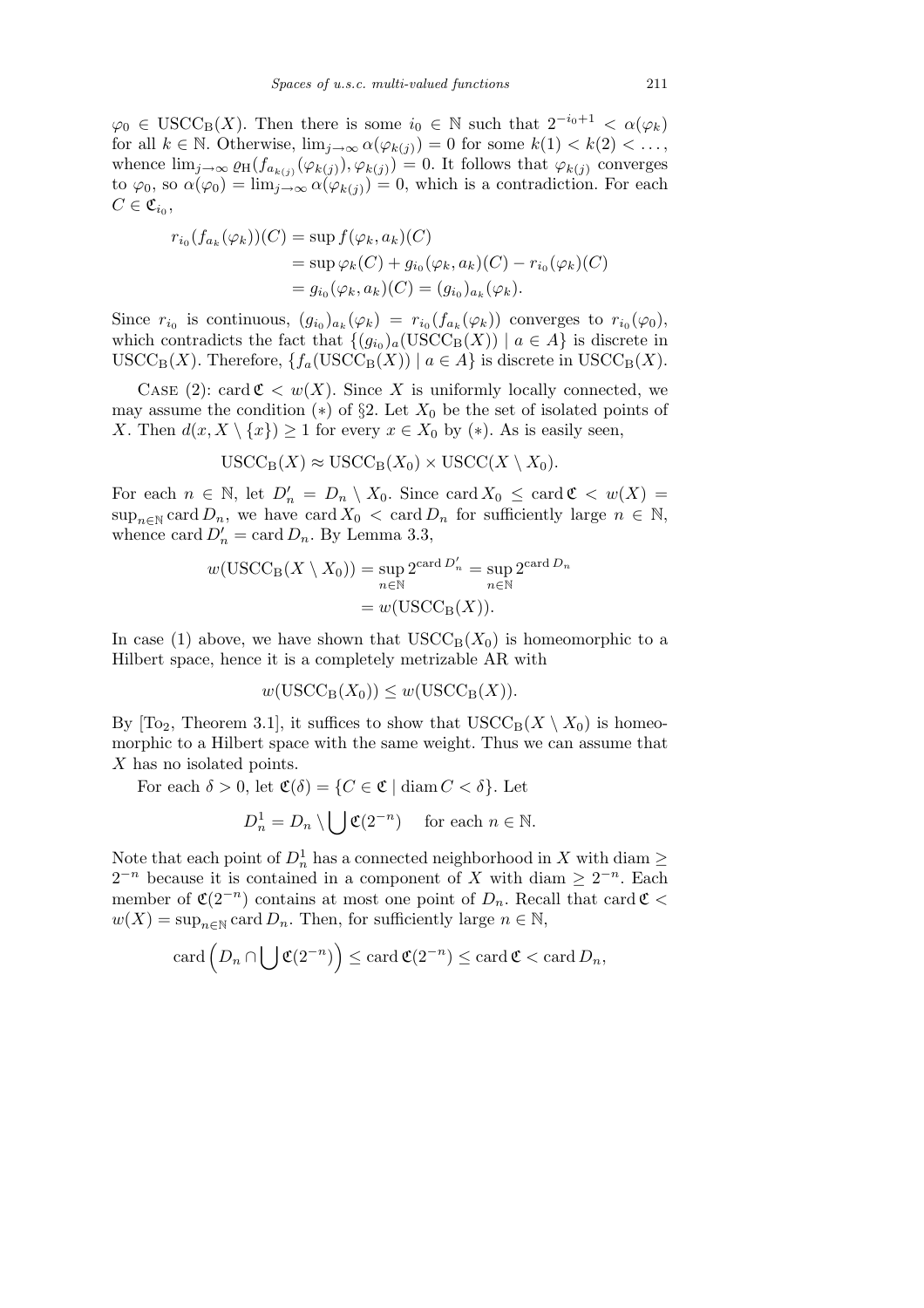$\varphi_0 \in \mathrm{USCC_B}(X)$. Then there is some $i_0 \in \mathbb{N}$ such that $2^{-i_0+1} < \alpha(\varphi_k)$ for all $k \in \mathbb{N}$. Otherwise, $\lim_{j\to\infty} \alpha(\varphi_{k(j)}) = 0$ for some $k(1) < k(2) < \ldots$, whence $\lim_{j\to\infty} \varrho_{\mathrm{H}}(f_{a_{k(j)}}(\varphi_{k(j)}), \varphi_{k(j)}) = 0$. It follows that $\varphi_{k(j)}$ converges to $\varphi_0$, so $\alpha(\varphi_0) = \lim_{j\to\infty} \alpha(\varphi_{k(j)}) = 0$, which is a contradiction. For each $C \in \mathfrak{C}_{i_0}$,

$$
\begin{aligned}
r_{i_0}(f_{a_k}(\varphi_k))(C) &= \sup f(\varphi_k, a_k)(C) \\
&= \sup \varphi_k(C) + g_{i_0}(\varphi_k, a_k)(C) - r_{i_0}(\varphi_k)(C) \\
&= g_{i_0}(\varphi_k, a_k)(C) = (g_{i_0})_{a_k}(\varphi_k).
\end{aligned}
$$

Since $r_{i_0}$ is continuous, $(g_{i_0})_{a_k}(\varphi_k) = r_{i_0}(f_{a_k}(\varphi_k))$ converges to $r_{i_0}(\varphi_0)$, which contradicts the fact that $\{(g_{i_0})_a(\mathrm{USCC_B}(X)) \mid a \in A\}$ is discrete in $\mathrm{USCC_B}(X)$. Therefore, $\{f_a(\mathrm{USCC_B}(X)) \mid a \in A\}$ is discrete in $\mathrm{USCC_B}(X)$.

Case (2): $\operatorname{card} \mathfrak{C} < w(X)$. Since $X$ is uniformly locally connected, we may assume the condition $(*)$ of §2. Let $X_0$ be the set of isolated points of $X$. Then $d(x, X \setminus \{x\}) \geq 1$ for every $x \in X_0$ by $(*)$. As is easily seen,

$$
\mathrm{USCC_B}(X) \approx \mathrm{USCC_B}(X_0) \times \mathrm{USCC}(X \setminus X_0).
$$

For each $n \in \mathbb{N}$, let $D_n' = D_n \setminus X_0$. Since $\operatorname{card} X_0 \leq \operatorname{card} \mathfrak{C} < w(X) = \sup_{n\in\mathbb{N}} \operatorname{card} D_n$, we have $\operatorname{card} X_0 < \operatorname{card} D_n$ for sufficiently large $n \in \mathbb{N}$, whence $\operatorname{card} D_n' = \operatorname{card} D_n$. By Lemma 3.3,

$$
\begin{aligned}
w(\mathrm{USCC_B}(X \setminus X_0)) &= \sup_{n\in\mathbb{N}} 2^{\operatorname{card} D_n'} = \sup_{n\in\mathbb{N}} 2^{\operatorname{card} D_n} \\
&= w(\mathrm{USCC_B}(X)).
\end{aligned}
$$

In case (1) above, we have shown that $\mathrm{USCC_B}(X_0)$ is homeomorphic to a Hilbert space, hence it is a completely metrizable AR with

$$
w(\mathrm{USCC_B}(X_0)) \leq w(\mathrm{USCC_B}(X)).
$$

By [To$_2$, Theorem 3.1], it suffices to show that $\mathrm{USCC_B}(X \setminus X_0)$ is homeomorphic to a Hilbert space with the same weight. Thus we can assume that $X$ has no isolated points.

For each $\delta > 0$, let $\mathfrak{C}(\delta) = \{C \in \mathfrak{C} \mid \operatorname{diam} C < \delta\}$. Let

$$
D_n^1 = D_n \setminus \bigcup \mathfrak{C}(2^{-n}) \quad \text{for each } n \in \mathbb{N}.
$$

Note that each point of $D_n^1$ has a connected neighborhood in $X$ with diam $\geq 2^{-n}$ because it is contained in a component of $X$ with diam $\geq 2^{-n}$. Each member of $\mathfrak{C}(2^{-n})$ contains at most one point of $D_n$. Recall that $\operatorname{card} \mathfrak{C} < w(X) = \sup_{n\in\mathbb{N}} \operatorname{card} D_n$. Then, for sufficiently large $n \in \mathbb{N}$,

$$
\operatorname{card}\Big(D_n \cap \bigcup \mathfrak{C}(2^{-n})\Big) \leq \operatorname{card} \mathfrak{C}(2^{-n}) \leq \operatorname{card} \mathfrak{C} < \operatorname{card} D_n,
$$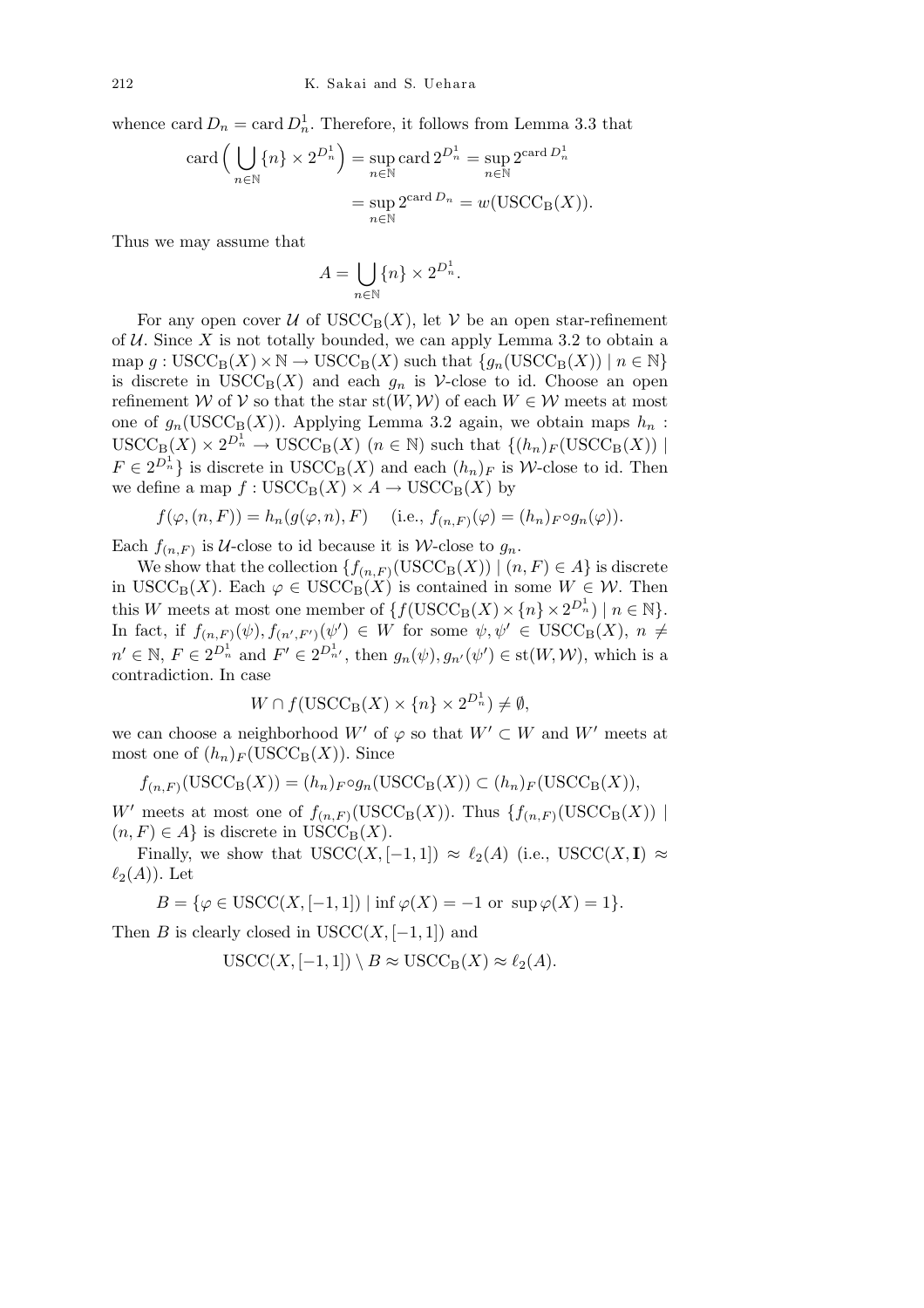whence $\operatorname{card} D_n = \operatorname{card} D_n^1$. Therefore, it follows from Lemma 3.3 that

$$\operatorname{card}\Big(\bigcup_{n\in\mathbb{N}}\{n\}\times 2^{D_n^1}\Big) = \sup_{n\in\mathbb{N}} \operatorname{card} 2^{D_n^1} = \sup_{n\in\mathbb{N}} 2^{\operatorname{card} D_n^1}$$
$$= \sup_{n\in\mathbb{N}} 2^{\operatorname{card} D_n} = w(\mathrm{USCC_B}(X)).$$

Thus we may assume that

$$A = \bigcup_{n\in\mathbb{N}}\{n\}\times 2^{D_n^1}.$$

For any open cover $\mathcal{U}$ of $\mathrm{USCC_B}(X)$, let $\mathcal{V}$ be an open star-refinement of $\mathcal{U}$. Since $X$ is not totally bounded, we can apply Lemma 3.2 to obtain a map $g : \mathrm{USCC_B}(X)\times\mathbb{N}\to\mathrm{USCC_B}(X)$ such that $\{g_n(\mathrm{USCC_B}(X)) \mid n\in\mathbb{N}\}$ is discrete in $\mathrm{USCC_B}(X)$ and each $g_n$ is $\mathcal{V}$-close to id. Choose an open refinement $\mathcal{W}$ of $\mathcal{V}$ so that the star $\mathrm{st}(W,\mathcal{W})$ of each $W\in\mathcal{W}$ meets at most one of $g_n(\mathrm{USCC_B}(X))$. Applying Lemma 3.2 again, we obtain maps $h_n : \mathrm{USCC_B}(X)\times 2^{D_n^1}\to\mathrm{USCC_B}(X)$ $(n\in\mathbb{N})$ such that $\{(h_n)_F(\mathrm{USCC_B}(X)) \mid F\in 2^{D_n^1}\}$ is discrete in $\mathrm{USCC_B}(X)$ and each $(h_n)_F$ is $\mathcal{W}$-close to id. Then we define a map $f : \mathrm{USCC_B}(X)\times A\to\mathrm{USCC_B}(X)$ by

$$f(\varphi,(n,F)) = h_n(g(\varphi,n),F) \quad (\text{i.e., } f_{(n,F)}(\varphi) = (h_n)_F\circ g_n(\varphi)).$$

Each $f_{(n,F)}$ is $\mathcal{U}$-close to id because it is $\mathcal{W}$-close to $g_n$.

We show that the collection $\{f_{(n,F)}(\mathrm{USCC_B}(X)) \mid (n,F)\in A\}$ is discrete in $\mathrm{USCC_B}(X)$. Each $\varphi\in\mathrm{USCC_B}(X)$ is contained in some $W\in\mathcal{W}$. Then this $W$ meets at most one member of $\{f(\mathrm{USCC_B}(X)\times\{n\}\times 2^{D_n^1}) \mid n\in\mathbb{N}\}$. In fact, if $f_{(n,F)}(\psi), f_{(n',F')}(\psi')\in W$ for some $\psi,\psi'\in\mathrm{USCC_B}(X)$, $n\neq n'\in\mathbb{N}$, $F\in 2^{D_n^1}$ and $F'\in 2^{D_{n'}^1}$, then $g_n(\psi), g_{n'}(\psi')\in\mathrm{st}(W,\mathcal{W})$, which is a contradiction. In case

$$W\cap f(\mathrm{USCC_B}(X)\times\{n\}\times 2^{D_n^1})\neq\emptyset,$$

we can choose a neighborhood $W'$ of $\varphi$ so that $W'\subset W$ and $W'$ meets at most one of $(h_n)_F(\mathrm{USCC_B}(X))$. Since

$$f_{(n,F)}(\mathrm{USCC_B}(X)) = (h_n)_F\circ g_n(\mathrm{USCC_B}(X))\subset (h_n)_F(\mathrm{USCC_B}(X)),$$

$W'$ meets at most one of $f_{(n,F)}(\mathrm{USCC_B}(X))$. Thus $\{f_{(n,F)}(\mathrm{USCC_B}(X)) \mid (n,F)\in A\}$ is discrete in $\mathrm{USCC_B}(X)$.

Finally, we show that $\mathrm{USCC}(X,[-1,1])\approx\ell_2(A)$ (i.e., $\mathrm{USCC}(X,\mathbf{I})\approx\ell_2(A)$). Let

$$B = \{\varphi\in\mathrm{USCC}(X,[-1,1]) \mid \inf\varphi(X) = -1 \text{ or } \sup\varphi(X) = 1\}.$$

Then $B$ is clearly closed in $\mathrm{USCC}(X,[-1,1])$ and

$$\mathrm{USCC}(X,[-1,1])\setminus B\approx\mathrm{USCC_B}(X)\approx\ell_2(A).$$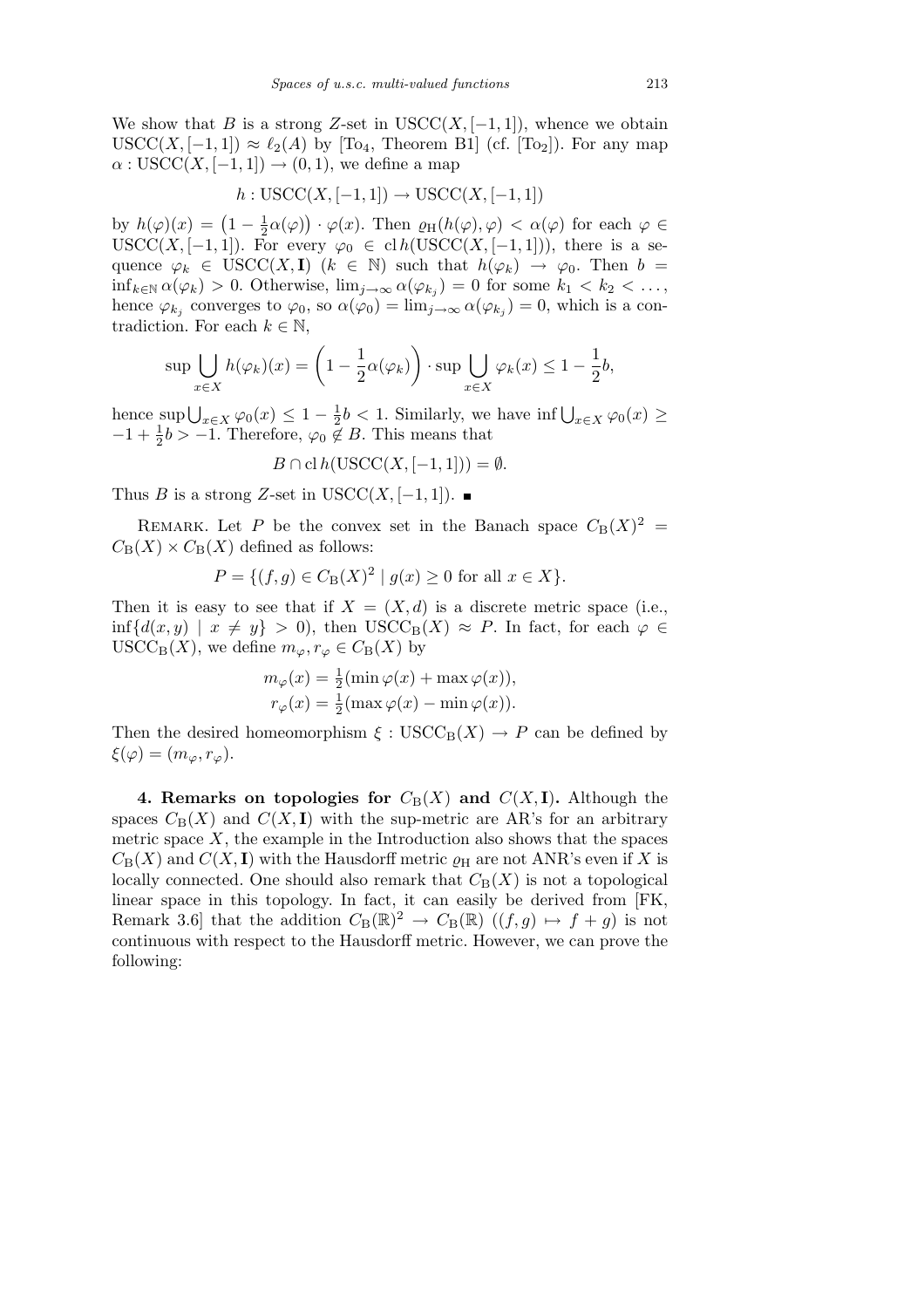We show that $B$ is a strong $Z$-set in $\mathrm{USCC}(X,[-1,1])$, whence we obtain $\mathrm{USCC}(X,[-1,1]) \approx \ell_2(A)$ by [To$_4$, Theorem B1] (cf. [To$_2$]). For any map $\alpha : \mathrm{USCC}(X,[-1,1]) \to (0,1)$, we define a map

$$h : \mathrm{USCC}(X,[-1,1]) \to \mathrm{USCC}(X,[-1,1])$$

by $h(\varphi)(x) = \big(1 - \frac{1}{2}\alpha(\varphi)\big) \cdot \varphi(x)$. Then $\varrho_{\mathrm{H}}(h(\varphi),\varphi) < \alpha(\varphi)$ for each $\varphi \in \mathrm{USCC}(X,[-1,1])$. For every $\varphi_0 \in \mathrm{cl}\, h(\mathrm{USCC}(X,[-1,1]))$, there is a sequence $\varphi_k \in \mathrm{USCC}(X,\mathbf{I})$ ($k \in \mathbb{N}$) such that $h(\varphi_k) \to \varphi_0$. Then $b = \inf_{k\in\mathbb{N}} \alpha(\varphi_k) > 0$. Otherwise, $\lim_{j\to\infty} \alpha(\varphi_{k_j}) = 0$ for some $k_1 < k_2 < \ldots$, hence $\varphi_{k_j}$ converges to $\varphi_0$, so $\alpha(\varphi_0) = \lim_{j\to\infty} \alpha(\varphi_{k_j}) = 0$, which is a contradiction. For each $k \in \mathbb{N}$,

$$\sup \bigcup_{x\in X} h(\varphi_k)(x) = \left(1 - \frac{1}{2}\alpha(\varphi_k)\right) \cdot \sup \bigcup_{x\in X} \varphi_k(x) \le 1 - \frac{1}{2}b,$$

hence $\sup \bigcup_{x\in X} \varphi_0(x) \le 1 - \frac{1}{2}b < 1$. Similarly, we have $\inf \bigcup_{x\in X} \varphi_0(x) \ge -1 + \frac{1}{2}b > -1$. Therefore, $\varphi_0 \notin B$. This means that

$$B \cap \mathrm{cl}\, h(\mathrm{USCC}(X,[-1,1])) = \emptyset.$$

Thus $B$ is a strong $Z$-set in $\mathrm{USCC}(X,[-1,1])$. ∎

Remark. Let $P$ be the convex set in the Banach space $C_{\mathrm{B}}(X)^2 = C_{\mathrm{B}}(X) \times C_{\mathrm{B}}(X)$ defined as follows:

$$P = \{(f,g) \in C_{\mathrm{B}}(X)^2 \mid g(x) \ge 0 \text{ for all } x \in X\}.$$

Then it is easy to see that if $X = (X,d)$ is a discrete metric space (i.e., $\inf\{d(x,y) \mid x \ne y\} > 0$), then $\mathrm{USCC}_{\mathrm{B}}(X) \approx P$. In fact, for each $\varphi \in \mathrm{USCC}_{\mathrm{B}}(X)$, we define $m_\varphi, r_\varphi \in C_{\mathrm{B}}(X)$ by

$$m_\varphi(x) = \tfrac{1}{2}(\min \varphi(x) + \max \varphi(x)),$$
$$r_\varphi(x) = \tfrac{1}{2}(\max \varphi(x) - \min \varphi(x)).$$

Then the desired homeomorphism $\xi : \mathrm{USCC}_{\mathrm{B}}(X) \to P$ can be defined by $\xi(\varphi) = (m_\varphi, r_\varphi)$.

**4. Remarks on topologies for $C_{\mathrm{B}}(X)$ and $C(X,\mathbf{I})$.** Although the spaces $C_{\mathrm{B}}(X)$ and $C(X,\mathbf{I})$ with the sup-metric are AR's for an arbitrary metric space $X$, the example in the Introduction also shows that the spaces $C_{\mathrm{B}}(X)$ and $C(X,\mathbf{I})$ with the Hausdorff metric $\varrho_{\mathrm{H}}$ are not ANR's even if $X$ is locally connected. One should also remark that $C_{\mathrm{B}}(X)$ is not a topological linear space in this topology. In fact, it can easily be derived from [FK, Remark 3.6] that the addition $C_{\mathrm{B}}(\mathbb{R})^2 \to C_{\mathrm{B}}(\mathbb{R})$ ($(f,g) \mapsto f+g$) is not continuous with respect to the Hausdorff metric. However, we can prove the following: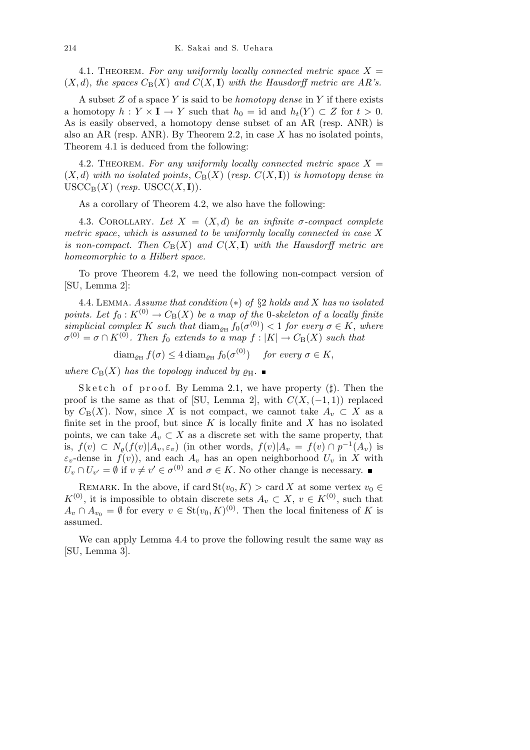4.1. Theorem. *For any uniformly locally connected metric space $X = (X, d)$, the spaces $C_{\mathrm{B}}(X)$ and $C(X, \mathbf{I})$ with the Hausdorff metric are AR's.*

A subset $Z$ of a space $Y$ is said to be *homotopy dense* in $Y$ if there exists a homotopy $h : Y \times \mathbf{I} \to Y$ such that $h_0 = \mathrm{id}$ and $h_t(Y) \subset Z$ for $t > 0$. As is easily observed, a homotopy dense subset of an AR (resp. ANR) is also an AR (resp. ANR). By Theorem 2.2, in case $X$ has no isolated points, Theorem 4.1 is deduced from the following:

4.2. Theorem. *For any uniformly locally connected metric space $X = (X, d)$ with no isolated points, $C_{\mathrm{B}}(X)$ (resp. $C(X, \mathbf{I})$) is homotopy dense in $\mathrm{USCC}_{\mathrm{B}}(X)$ (resp. $\mathrm{USCC}(X, \mathbf{I})$).*

As a corollary of Theorem 4.2, we also have the following:

4.3. Corollary. *Let $X = (X, d)$ be an infinite $\sigma$-compact complete metric space, which is assumed to be uniformly locally connected in case $X$ is non-compact. Then $C_{\mathrm{B}}(X)$ and $C(X, \mathbf{I})$ with the Hausdorff metric are homeomorphic to a Hilbert space.*

To prove Theorem 4.2, we need the following non-compact version of [SU, Lemma 2]:

4.4. Lemma. *Assume that condition $(*)$ of §2 holds and $X$ has no isolated points. Let $f_0 : K^{(0)} \to C_{\mathrm{B}}(X)$ be a map of the 0-skeleton of a locally finite simplicial complex $K$ such that $\operatorname{diam}_{\varrho_{\mathrm{H}}} f_0(\sigma^{(0)}) < 1$ for every $\sigma \in K$, where $\sigma^{(0)} = \sigma \cap K^{(0)}$. Then $f_0$ extends to a map $f : |K| \to C_{\mathrm{B}}(X)$ such that*

$$\operatorname{diam}_{\varrho_{\mathrm{H}}} f(\sigma) \leq 4 \operatorname{diam}_{\varrho_{\mathrm{H}}} f_0(\sigma^{(0)}) \quad \text{for every } \sigma \in K,$$

*where $C_{\mathrm{B}}(X)$ has the topology induced by $\varrho_{\mathrm{H}}$.* ∎

Sketch of proof. By Lemma 2.1, we have property $(\sharp)$. Then the proof is the same as that of [SU, Lemma 2], with $C(X, (-1, 1))$ replaced by $C_{\mathrm{B}}(X)$. Now, since $X$ is not compact, we cannot take $A_v \subset X$ as a finite set in the proof, but since $K$ is locally finite and $X$ has no isolated points, we can take $A_v \subset X$ as a discrete set with the same property, that is, $f(v) \subset N_\varrho(f(v)|A_v, \varepsilon_v)$ (in other words, $f(v)|A_v = f(v) \cap p^{-1}(A_v)$ is $\varepsilon_v$-dense in $f(v)$), and each $A_v$ has an open neighborhood $U_v$ in $X$ with $U_v \cap U_{v'} = \emptyset$ if $v \neq v' \in \sigma^{(0)}$ and $\sigma \in K$. No other change is necessary. ∎

Remark. In the above, if $\operatorname{card} \mathrm{St}(v_0, K) > \operatorname{card} X$ at some vertex $v_0 \in K^{(0)}$, it is impossible to obtain discrete sets $A_v \subset X$, $v \in K^{(0)}$, such that $A_v \cap A_{v_0} = \emptyset$ for every $v \in \mathrm{St}(v_0, K)^{(0)}$. Then the local finiteness of $K$ is assumed.

We can apply Lemma 4.4 to prove the following result the same way as [SU, Lemma 3].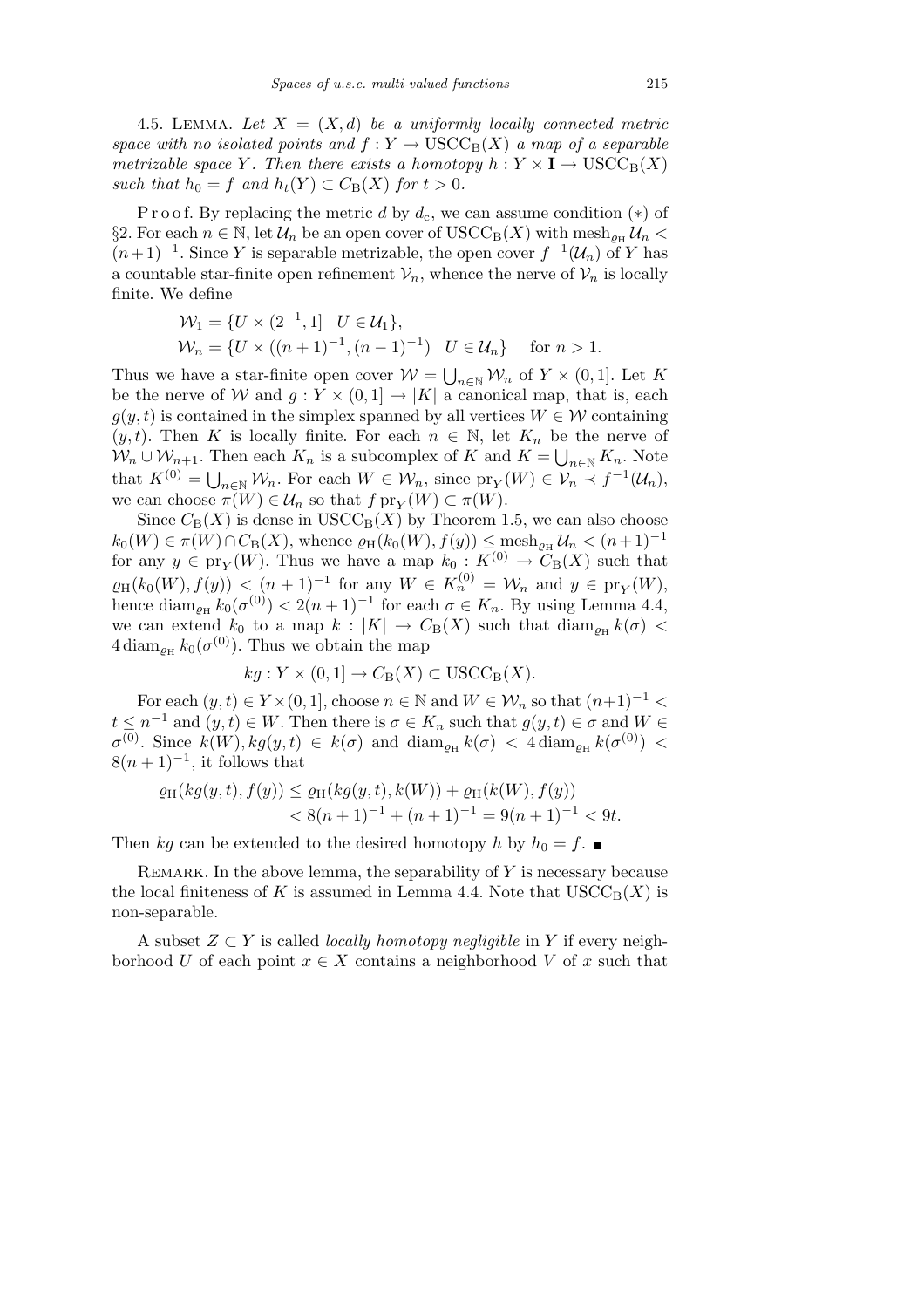4.5. Lemma. *Let $X = (X, d)$ be a uniformly locally connected metric space with no isolated points and $f : Y \to \mathrm{USCC_B}(X)$ a map of a separable metrizable space $Y$. Then there exists a homotopy $h : Y \times \mathbf{I} \to \mathrm{USCC_B}(X)$ such that $h_0 = f$ and $h_t(Y) \subset C_\mathrm{B}(X)$ for $t > 0$.*

Proof. By replacing the metric $d$ by $d_c$, we can assume condition $(*)$ of §2. For each $n \in \mathbb{N}$, let $\mathcal{U}_n$ be an open cover of $\mathrm{USCC_B}(X)$ with $\mathrm{mesh}_{\varrho_\mathrm{H}} \mathcal{U}_n < (n+1)^{-1}$. Since $Y$ is separable metrizable, the open cover $f^{-1}(\mathcal{U}_n)$ of $Y$ has a countable star-finite open refinement $\mathcal{V}_n$, whence the nerve of $\mathcal{V}_n$ is locally finite. We define

$$\mathcal{W}_1 = \{U \times (2^{-1}, 1] \mid U \in \mathcal{U}_1\},$$
$$\mathcal{W}_n = \{U \times ((n+1)^{-1}, (n-1)^{-1}) \mid U \in \mathcal{U}_n\} \quad \text{for } n > 1.$$

Thus we have a star-finite open cover $\mathcal{W} = \bigcup_{n\in\mathbb{N}} \mathcal{W}_n$ of $Y \times (0, 1]$. Let $K$ be the nerve of $\mathcal{W}$ and $g : Y \times (0, 1] \to |K|$ a canonical map, that is, each $g(y, t)$ is contained in the simplex spanned by all vertices $W \in \mathcal{W}$ containing $(y, t)$. Then $K$ is locally finite. For each $n \in \mathbb{N}$, let $K_n$ be the nerve of $\mathcal{W}_n \cup \mathcal{W}_{n+1}$. Then each $K_n$ is a subcomplex of $K$ and $K = \bigcup_{n\in\mathbb{N}} K_n$. Note that $K^{(0)} = \bigcup_{n\in\mathbb{N}} \mathcal{W}_n$. For each $W \in \mathcal{W}_n$, since $\mathrm{pr}_Y(W) \in \mathcal{V}_n \prec f^{-1}(\mathcal{U}_n)$, we can choose $\pi(W) \in \mathcal{U}_n$ so that $f\,\mathrm{pr}_Y(W) \subset \pi(W)$.

Since $C_\mathrm{B}(X)$ is dense in $\mathrm{USCC_B}(X)$ by Theorem 1.5, we can also choose $k_0(W) \in \pi(W) \cap C_\mathrm{B}(X)$, whence $\varrho_\mathrm{H}(k_0(W), f(y)) \le \mathrm{mesh}_{\varrho_\mathrm{H}} \mathcal{U}_n < (n+1)^{-1}$ for any $y \in \mathrm{pr}_Y(W)$. Thus we have a map $k_0 : K^{(0)} \to C_\mathrm{B}(X)$ such that $\varrho_\mathrm{H}(k_0(W), f(y)) < (n+1)^{-1}$ for any $W \in K_n^{(0)} = \mathcal{W}_n$ and $y \in \mathrm{pr}_Y(W)$, hence $\mathrm{diam}_{\varrho_\mathrm{H}} k_0(\sigma^{(0)}) < 2(n+1)^{-1}$ for each $\sigma \in K_n$. By using Lemma 4.4, we can extend $k_0$ to a map $k : |K| \to C_\mathrm{B}(X)$ such that $\mathrm{diam}_{\varrho_\mathrm{H}} k(\sigma) < 4\,\mathrm{diam}_{\varrho_\mathrm{H}} k_0(\sigma^{(0)})$. Thus we obtain the map

$$kg : Y \times (0, 1] \to C_\mathrm{B}(X) \subset \mathrm{USCC_B}(X).$$

For each $(y, t) \in Y \times (0, 1]$, choose $n \in \mathbb{N}$ and $W \in \mathcal{W}_n$ so that $(n+1)^{-1} < t \le n^{-1}$ and $(y, t) \in W$. Then there is $\sigma \in K_n$ such that $g(y, t) \in \sigma$ and $W \in \sigma^{(0)}$. Since $k(W), kg(y, t) \in k(\sigma)$ and $\mathrm{diam}_{\varrho_\mathrm{H}} k(\sigma) < 4\,\mathrm{diam}_{\varrho_\mathrm{H}} k(\sigma^{(0)}) < 8(n+1)^{-1}$, it follows that

$$\begin{aligned}\varrho_\mathrm{H}(kg(y, t), f(y)) &\le \varrho_\mathrm{H}(kg(y, t), k(W)) + \varrho_\mathrm{H}(k(W), f(y)) \\ &< 8(n+1)^{-1} + (n+1)^{-1} = 9(n+1)^{-1} < 9t.\end{aligned}$$

Then $kg$ can be extended to the desired homotopy $h$ by $h_0 = f$. ■

Remark. In the above lemma, the separability of $Y$ is necessary because the local finiteness of $K$ is assumed in Lemma 4.4. Note that $\mathrm{USCC_B}(X)$ is non-separable.

A subset $Z \subset Y$ is called *locally homotopy negligible* in $Y$ if every neighborhood $U$ of each point $x \in X$ contains a neighborhood $V$ of $x$ such that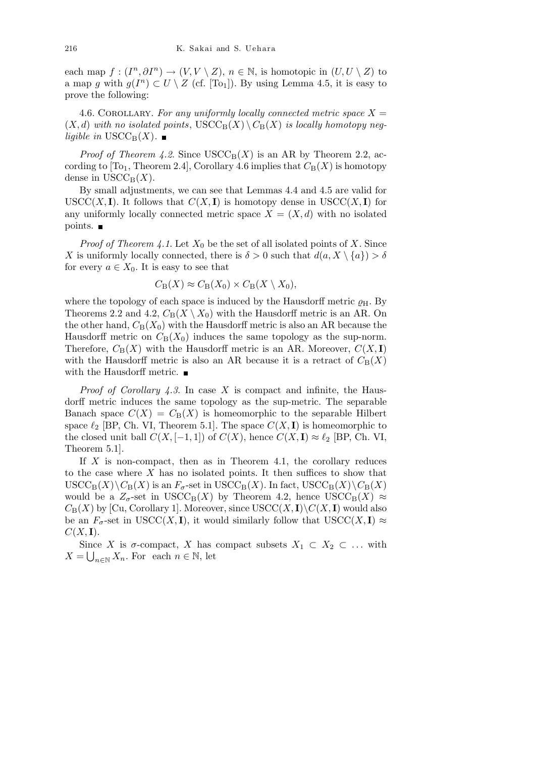each map $f : (I^n, \partial I^n) \to (V, V \setminus Z)$, $n \in \mathbb{N}$, is homotopic in $(U, U \setminus Z)$ to a map $g$ with $g(I^n) \subset U \setminus Z$ (cf. [To$_1$]). By using Lemma 4.5, it is easy to prove the following:

4.6. Corollary. *For any uniformly locally connected metric space $X = (X, d)$ with no isolated points, $\mathrm{USCC_B}(X) \setminus C_\mathrm{B}(X)$ is locally homotopy negligible in $\mathrm{USCC_B}(X)$.* ∎

*Proof of Theorem 4.2.* Since $\mathrm{USCC_B}(X)$ is an AR by Theorem 2.2, according to [To$_1$, Theorem 2.4], Corollary 4.6 implies that $C_\mathrm{B}(X)$ is homotopy dense in $\mathrm{USCC_B}(X)$.

By small adjustments, we can see that Lemmas 4.4 and 4.5 are valid for $\mathrm{USCC}(X, \mathbf{I})$. It follows that $C(X, \mathbf{I})$ is homotopy dense in $\mathrm{USCC}(X, \mathbf{I})$ for any uniformly locally connected metric space $X = (X, d)$ with no isolated points. ∎

*Proof of Theorem 4.1.* Let $X_0$ be the set of all isolated points of $X$. Since $X$ is uniformly locally connected, there is $\delta > 0$ such that $d(a, X \setminus \{a\}) > \delta$ for every $a \in X_0$. It is easy to see that

$$C_\mathrm{B}(X) \approx C_\mathrm{B}(X_0) \times C_\mathrm{B}(X \setminus X_0),$$

where the topology of each space is induced by the Hausdorff metric $\varrho_\mathrm{H}$. By Theorems 2.2 and 4.2, $C_\mathrm{B}(X \setminus X_0)$ with the Hausdorff metric is an AR. On the other hand, $C_\mathrm{B}(X_0)$ with the Hausdorff metric is also an AR because the Hausdorff metric on $C_\mathrm{B}(X_0)$ induces the same topology as the sup-norm. Therefore, $C_\mathrm{B}(X)$ with the Hausdorff metric is an AR. Moreover, $C(X, \mathbf{I})$ with the Hausdorff metric is also an AR because it is a retract of $C_\mathrm{B}(X)$ with the Hausdorff metric. ∎

*Proof of Corollary 4.3.* In case $X$ is compact and infinite, the Hausdorff metric induces the same topology as the sup-metric. The separable Banach space $C(X) = C_\mathrm{B}(X)$ is homeomorphic to the separable Hilbert space $\ell_2$ [BP, Ch. VI, Theorem 5.1]. The space $C(X, \mathbf{I})$ is homeomorphic to the closed unit ball $C(X, [-1, 1])$ of $C(X)$, hence $C(X, \mathbf{I}) \approx \ell_2$ [BP, Ch. VI, Theorem 5.1].

If $X$ is non-compact, then as in Theorem 4.1, the corollary reduces to the case where $X$ has no isolated points. It then suffices to show that $\mathrm{USCC_B}(X) \setminus C_\mathrm{B}(X)$ is an $F_\sigma$-set in $\mathrm{USCC_B}(X)$. In fact, $\mathrm{USCC_B}(X) \setminus C_\mathrm{B}(X)$ would be a $Z_\sigma$-set in $\mathrm{USCC_B}(X)$ by Theorem 4.2, hence $\mathrm{USCC_B}(X) \approx C_\mathrm{B}(X)$ by [Cu, Corollary 1]. Moreover, since $\mathrm{USCC}(X, \mathbf{I}) \setminus C(X, \mathbf{I})$ would also be an $F_\sigma$-set in $\mathrm{USCC}(X, \mathbf{I})$, it would similarly follow that $\mathrm{USCC}(X, \mathbf{I}) \approx C(X, \mathbf{I})$.

Since $X$ is $\sigma$-compact, $X$ has compact subsets $X_1 \subset X_2 \subset \ldots$ with $X = \bigcup_{n \in \mathbb{N}} X_n$. For each $n \in \mathbb{N}$, let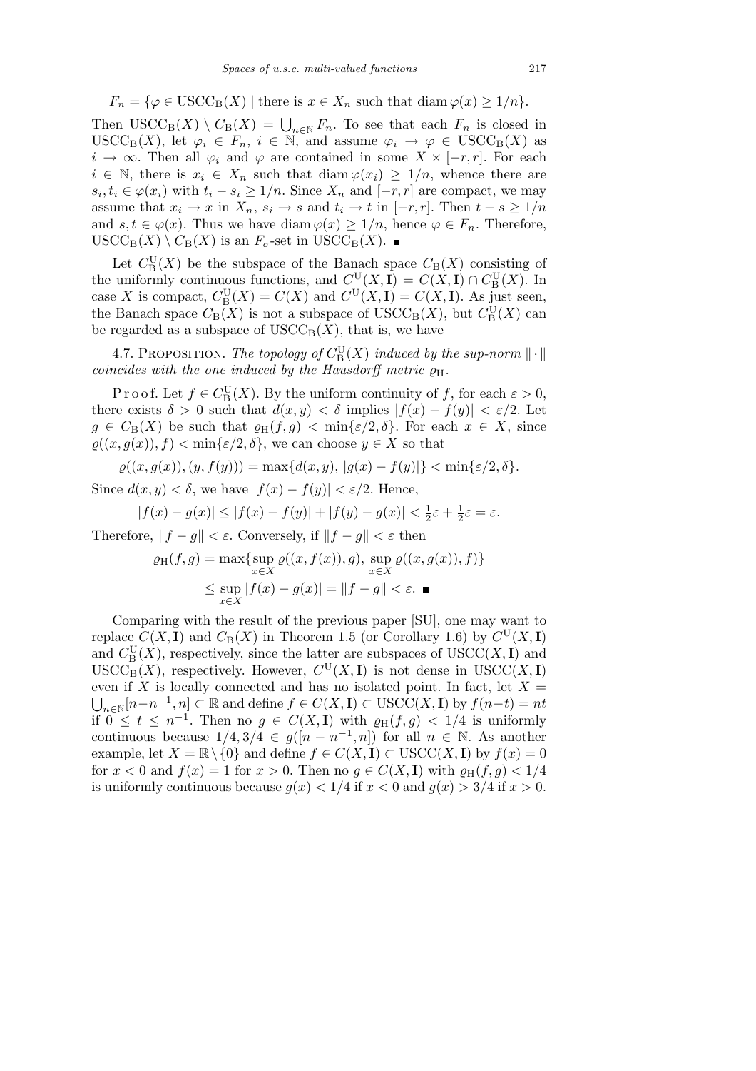$$F_n = \{\varphi \in \mathrm{USCC_B}(X) \mid \text{there is } x \in X_n \text{ such that } \operatorname{diam} \varphi(x) \geq 1/n\}.$$

Then $\mathrm{USCC_B}(X) \setminus C_{\mathrm{B}}(X) = \bigcup_{n\in\mathbb{N}} F_n$. To see that each $F_n$ is closed in $\mathrm{USCC_B}(X)$, let $\varphi_i \in F_n$, $i \in \mathbb{N}$, and assume $\varphi_i \to \varphi \in \mathrm{USCC_B}(X)$ as $i \to \infty$. Then all $\varphi_i$ and $\varphi$ are contained in some $X \times [-r, r]$. For each $i \in \mathbb{N}$, there is $x_i \in X_n$ such that $\operatorname{diam} \varphi(x_i) \geq 1/n$, whence there are $s_i, t_i \in \varphi(x_i)$ with $t_i - s_i \geq 1/n$. Since $X_n$ and $[-r, r]$ are compact, we may assume that $x_i \to x$ in $X_n$, $s_i \to s$ and $t_i \to t$ in $[-r, r]$. Then $t - s \geq 1/n$ and $s, t \in \varphi(x)$. Thus we have $\operatorname{diam} \varphi(x) \geq 1/n$, hence $\varphi \in F_n$. Therefore, $\mathrm{USCC_B}(X) \setminus C_{\mathrm{B}}(X)$ is an $F_\sigma$-set in $\mathrm{USCC_B}(X)$. ∎

Let $C^{\mathrm{U}}_{\mathrm{B}}(X)$ be the subspace of the Banach space $C_{\mathrm{B}}(X)$ consisting of the uniformly continuous functions, and $C^{\mathrm{U}}(X, \mathbf{I}) = C(X, \mathbf{I}) \cap C^{\mathrm{U}}_{\mathrm{B}}(X)$. In case $X$ is compact, $C^{\mathrm{U}}_{\mathrm{B}}(X) = C(X)$ and $C^{\mathrm{U}}(X, \mathbf{I}) = C(X, \mathbf{I})$. As just seen, the Banach space $C_{\mathrm{B}}(X)$ is not a subspace of $\mathrm{USCC_B}(X)$, but $C^{\mathrm{U}}_{\mathrm{B}}(X)$ can be regarded as a subspace of $\mathrm{USCC_B}(X)$, that is, we have

4.7. Proposition. *The topology of $C^{\mathrm{U}}_{\mathrm{B}}(X)$ induced by the sup-norm $\|\cdot\|$ coincides with the one induced by the Hausdorff metric $\varrho_{\mathrm{H}}$.*

Proof. Let $f \in C^{\mathrm{U}}_{\mathrm{B}}(X)$. By the uniform continuity of $f$, for each $\varepsilon > 0$, there exists $\delta > 0$ such that $d(x, y) < \delta$ implies $|f(x) - f(y)| < \varepsilon/2$. Let $g \in C_{\mathrm{B}}(X)$ be such that $\varrho_{\mathrm{H}}(f, g) < \min\{\varepsilon/2, \delta\}$. For each $x \in X$, since $\varrho((x, g(x)), f) < \min\{\varepsilon/2, \delta\}$, we can choose $y \in X$ so that

$$\varrho((x, g(x)), (y, f(y))) = \max\{d(x, y), |g(x) - f(y)|\} < \min\{\varepsilon/2, \delta\}.$$

Since $d(x, y) < \delta$, we have $|f(x) - f(y)| < \varepsilon/2$. Hence,

$$|f(x) - g(x)| \leq |f(x) - f(y)| + |f(y) - g(x)| < \tfrac{1}{2}\varepsilon + \tfrac{1}{2}\varepsilon = \varepsilon.$$

Therefore, $\|f - g\| < \varepsilon$. Conversely, if $\|f - g\| < \varepsilon$ then

$$\begin{aligned} \varrho_{\mathrm{H}}(f, g) &= \max\{\sup_{x\in X} \varrho((x, f(x)), g),\ \sup_{x\in X} \varrho((x, g(x)), f)\} \\ &\leq \sup_{x\in X} |f(x) - g(x)| = \|f - g\| < \varepsilon. \ \blacksquare \end{aligned}$$

Comparing with the result of the previous paper [SU], one may want to replace $C(X, \mathbf{I})$ and $C_{\mathrm{B}}(X)$ in Theorem 1.5 (or Corollary 1.6) by $C^{\mathrm{U}}(X, \mathbf{I})$ and $C^{\mathrm{U}}_{\mathrm{B}}(X)$, respectively, since the latter are subspaces of $\mathrm{USCC}(X, \mathbf{I})$ and $\mathrm{USCC_B}(X)$, respectively. However, $C^{\mathrm{U}}(X, \mathbf{I})$ is not dense in $\mathrm{USCC}(X, \mathbf{I})$ even if $X$ is locally connected and has no isolated point. In fact, let $X = \bigcup_{n\in\mathbb{N}} [n - n^{-1}, n] \subset \mathbb{R}$ and define $f \in C(X, \mathbf{I}) \subset \mathrm{USCC}(X, \mathbf{I})$ by $f(n - t) = nt$ if $0 \leq t \leq n^{-1}$. Then no $g \in C(X, \mathbf{I})$ with $\varrho_{\mathrm{H}}(f, g) < 1/4$ is uniformly continuous because $1/4, 3/4 \in g([n - n^{-1}, n])$ for all $n \in \mathbb{N}$. As another example, let $X = \mathbb{R} \setminus \{0\}$ and define $f \in C(X, \mathbf{I}) \subset \mathrm{USCC}(X, \mathbf{I})$ by $f(x) = 0$ for $x < 0$ and $f(x) = 1$ for $x > 0$. Then no $g \in C(X, \mathbf{I})$ with $\varrho_{\mathrm{H}}(f, g) < 1/4$ is uniformly continuous because $g(x) < 1/4$ if $x < 0$ and $g(x) > 3/4$ if $x > 0$.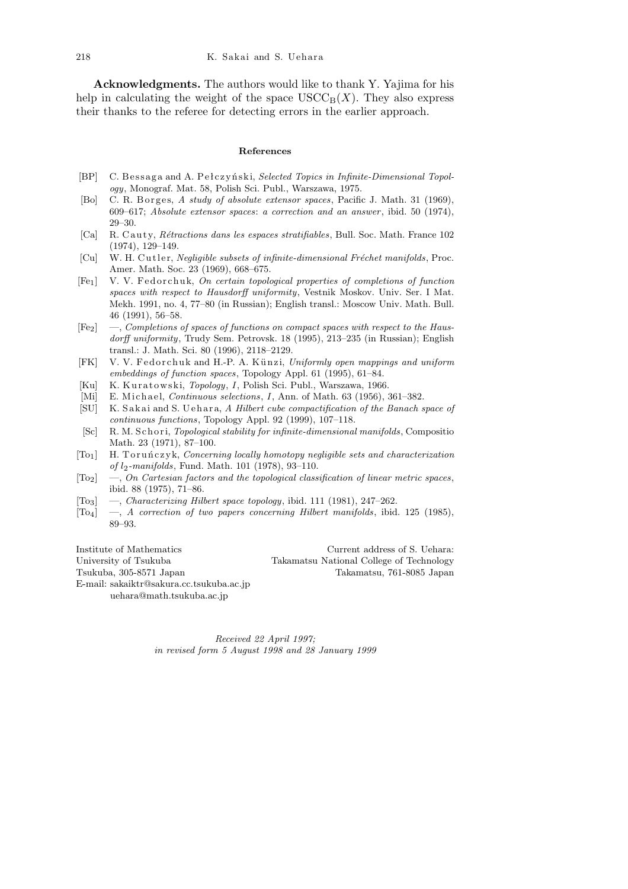**Acknowledgments.** The authors would like to thank Y. Yajima for his help in calculating the weight of the space $\mathrm{USCC_B}(X)$. They also express their thanks to the referee for detecting errors in the earlier approach.

## References

- [BP] C. Bessaga and A. Pełczyński, *Selected Topics in Infinite-Dimensional Topology*, Monograf. Mat. 58, Polish Sci. Publ., Warszawa, 1975.
- [Bo] C. R. Borges, *A study of absolute extensor spaces*, Pacific J. Math. 31 (1969), 609–617; *Absolute extensor spaces: a correction and an answer*, ibid. 50 (1974), 29–30.
- [Ca] R. Cauty, *Rétractions dans les espaces stratifiables*, Bull. Soc. Math. France 102 (1974), 129–149.
- [Cu] W. H. Cutler, *Negligible subsets of infinite-dimensional Fréchet manifolds*, Proc. Amer. Math. Soc. 23 (1969), 668–675.
- [Fe$_1$] V. V. Fedorchuk, *On certain topological properties of completions of function spaces with respect to Hausdorff uniformity*, Vestnik Moskov. Univ. Ser. I Mat. Mekh. 1991, no. 4, 77–80 (in Russian); English transl.: Moscow Univ. Math. Bull. 46 (1991), 56–58.
- [Fe$_2$] —, *Completions of spaces of functions on compact spaces with respect to the Hausdorff uniformity*, Trudy Sem. Petrovsk. 18 (1995), 213–235 (in Russian); English transl.: J. Math. Sci. 80 (1996), 2118–2129.
- [FK] V. V. Fedorchuk and H.-P. A. Künzi, *Uniformly open mappings and uniform embeddings of function spaces*, Topology Appl. 61 (1995), 61–84.
- [Ku] K. Kuratowski, *Topology*, *I*, Polish Sci. Publ., Warszawa, 1966.
- [Mi] E. Michael, *Continuous selections*, *I*, Ann. of Math. 63 (1956), 361–382.
- [SU] K. Sakai and S. Uehara, *A Hilbert cube compactification of the Banach space of continuous functions*, Topology Appl. 92 (1999), 107–118.
- [Sc] R. M. Schori, *Topological stability for infinite-dimensional manifolds*, Compositio Math. 23 (1971), 87–100.
- [To$_1$] H. Toruńczyk, *Concerning locally homotopy negligible sets and characterization of $l_2$-manifolds*, Fund. Math. 101 (1978), 93–110.
- [To$_2$] —, *On Cartesian factors and the topological classification of linear metric spaces*, ibid. 88 (1975), 71–86.
- [To$_3$] —, *Characterizing Hilbert space topology*, ibid. 111 (1981), 247–262.
- [To$_4$] —, *A correction of two papers concerning Hilbert manifolds*, ibid. 125 (1985), 89–93.

Institute of Mathematics
University of Tsukuba
Tsukuba, 305-8571 Japan
E-mail: sakaiktr@sakura.cc.tsukuba.ac.jp
uehara@math.tsukuba.ac.jp

Current address of S. Uehara:
Takamatsu National College of Technology
Takamatsu, 761-8085 Japan

*Received 22 April 1997;*
*in revised form 5 August 1998 and 28 January 1999*